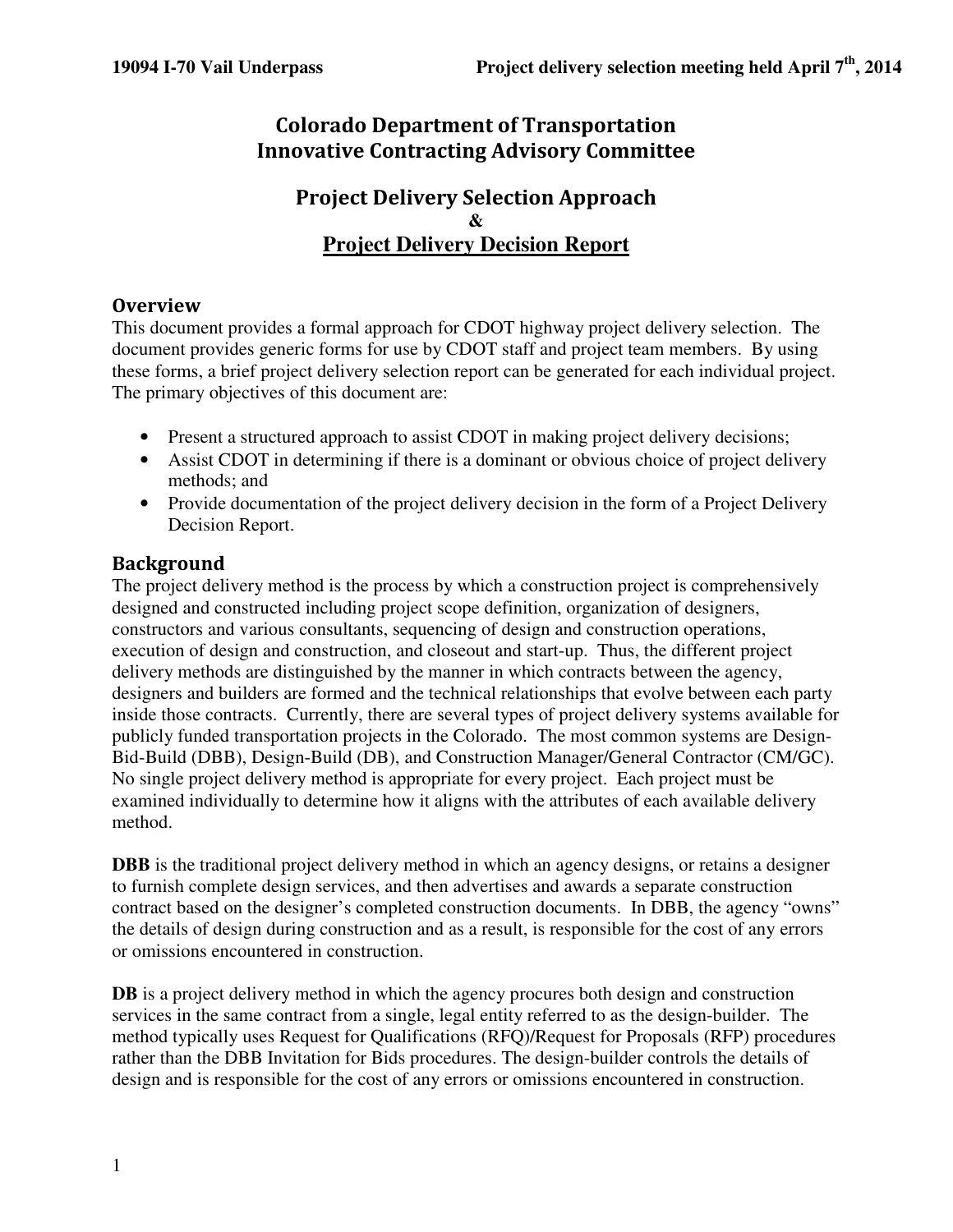# Colorado Department of Transportation
# Innovative Contracting Advisory Committee

## Project Delivery Selection Approach
## &
## Project Delivery Decision Report

### Overview

This document provides a formal approach for CDOT highway project delivery selection. The document provides generic forms for use by CDOT staff and project team members. By using these forms, a brief project delivery selection report can be generated for each individual project. The primary objectives of this document are:

- Present a structured approach to assist CDOT in making project delivery decisions;
- Assist CDOT in determining if there is a dominant or obvious choice of project delivery methods; and
- Provide documentation of the project delivery decision in the form of a Project Delivery Decision Report.

### Background

The project delivery method is the process by which a construction project is comprehensively designed and constructed including project scope definition, organization of designers, constructors and various consultants, sequencing of design and construction operations, execution of design and construction, and closeout and start-up. Thus, the different project delivery methods are distinguished by the manner in which contracts between the agency, designers and builders are formed and the technical relationships that evolve between each party inside those contracts. Currently, there are several types of project delivery systems available for publicly funded transportation projects in the Colorado. The most common systems are Design-Bid-Build (DBB), Design-Build (DB), and Construction Manager/General Contractor (CM/GC). No single project delivery method is appropriate for every project. Each project must be examined individually to determine how it aligns with the attributes of each available delivery method.

**DBB** is the traditional project delivery method in which an agency designs, or retains a designer to furnish complete design services, and then advertises and awards a separate construction contract based on the designer's completed construction documents. In DBB, the agency "owns" the details of design during construction and as a result, is responsible for the cost of any errors or omissions encountered in construction.

**DB** is a project delivery method in which the agency procures both design and construction services in the same contract from a single, legal entity referred to as the design-builder. The method typically uses Request for Qualifications (RFQ)/Request for Proposals (RFP) procedures rather than the DBB Invitation for Bids procedures. The design-builder controls the details of design and is responsible for the cost of any errors or omissions encountered in construction.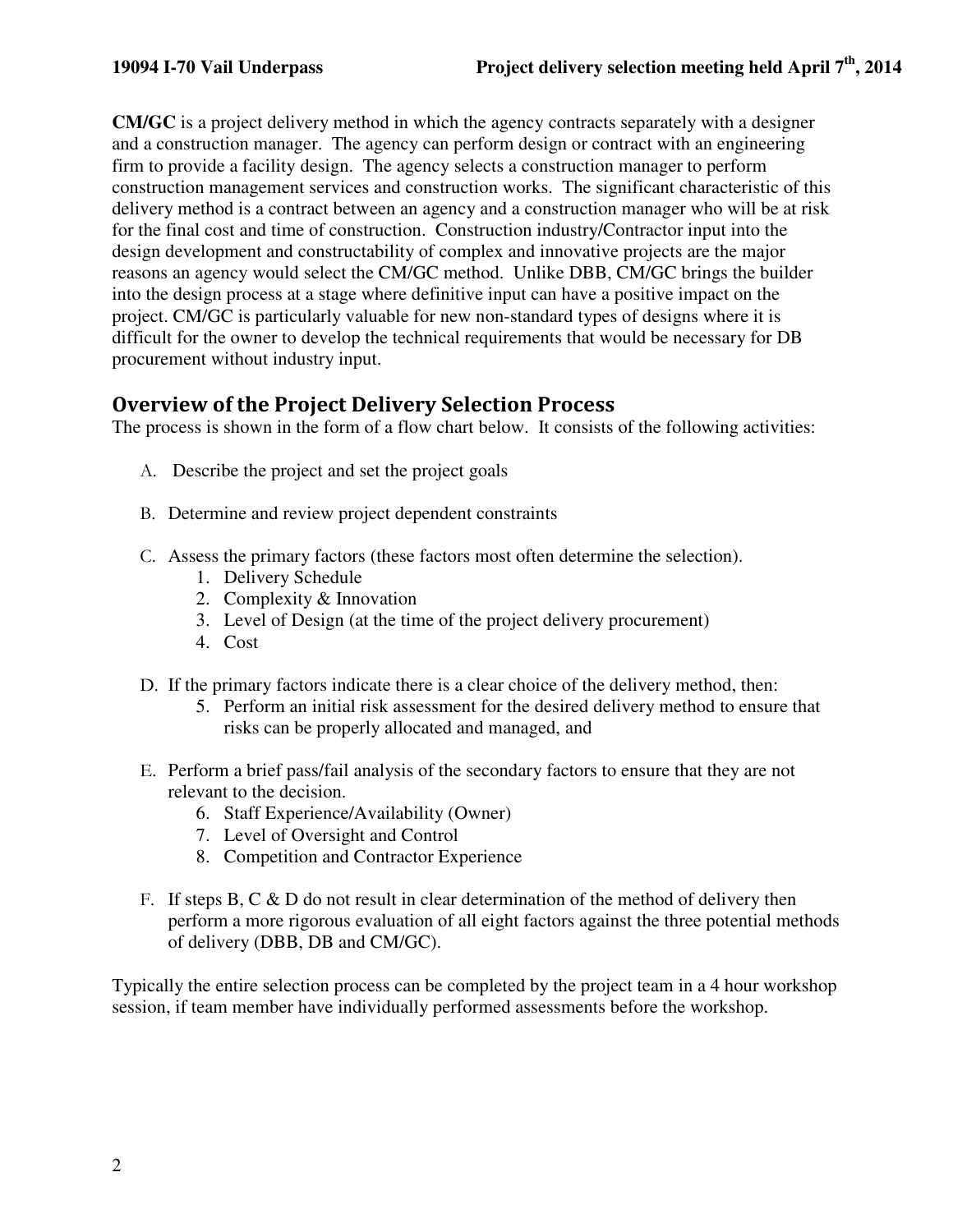**CM/GC** is a project delivery method in which the agency contracts separately with a designer and a construction manager. The agency can perform design or contract with an engineering firm to provide a facility design. The agency selects a construction manager to perform construction management services and construction works. The significant characteristic of this delivery method is a contract between an agency and a construction manager who will be at risk for the final cost and time of construction. Construction industry/Contractor input into the design development and constructability of complex and innovative projects are the major reasons an agency would select the CM/GC method. Unlike DBB, CM/GC brings the builder into the design process at a stage where definitive input can have a positive impact on the project. CM/GC is particularly valuable for new non-standard types of designs where it is difficult for the owner to develop the technical requirements that would be necessary for DB procurement without industry input.

## Overview of the Project Delivery Selection Process

The process is shown in the form of a flow chart below. It consists of the following activities:

A. Describe the project and set the project goals

B. Determine and review project dependent constraints

C. Assess the primary factors (these factors most often determine the selection).
   1. Delivery Schedule
   2. Complexity & Innovation
   3. Level of Design (at the time of the project delivery procurement)
   4. Cost

D. If the primary factors indicate there is a clear choice of the delivery method, then:
   5. Perform an initial risk assessment for the desired delivery method to ensure that risks can be properly allocated and managed, and

E. Perform a brief pass/fail analysis of the secondary factors to ensure that they are not relevant to the decision.
   6. Staff Experience/Availability (Owner)
   7. Level of Oversight and Control
   8. Competition and Contractor Experience

F. If steps B, C & D do not result in clear determination of the method of delivery then perform a more rigorous evaluation of all eight factors against the three potential methods of delivery (DBB, DB and CM/GC).

Typically the entire selection process can be completed by the project team in a 4 hour workshop session, if team member have individually performed assessments before the workshop.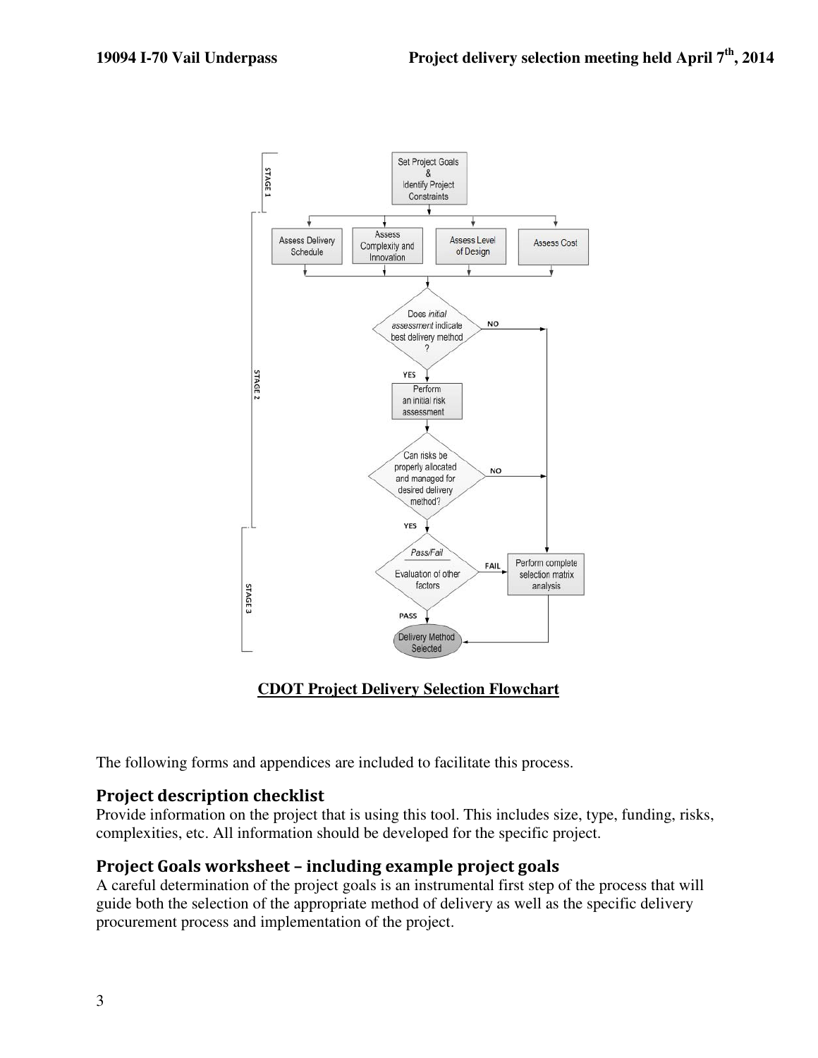**CDOT Project Delivery Selection Flowchart**

The following forms and appendices are included to facilitate this process.

## Project description checklist

Provide information on the project that is using this tool. This includes size, type, funding, risks, complexities, etc. All information should be developed for the specific project.

## Project Goals worksheet – including example project goals

A careful determination of the project goals is an instrumental first step of the process that will guide both the selection of the appropriate method of delivery as well as the specific delivery procurement process and implementation of the project.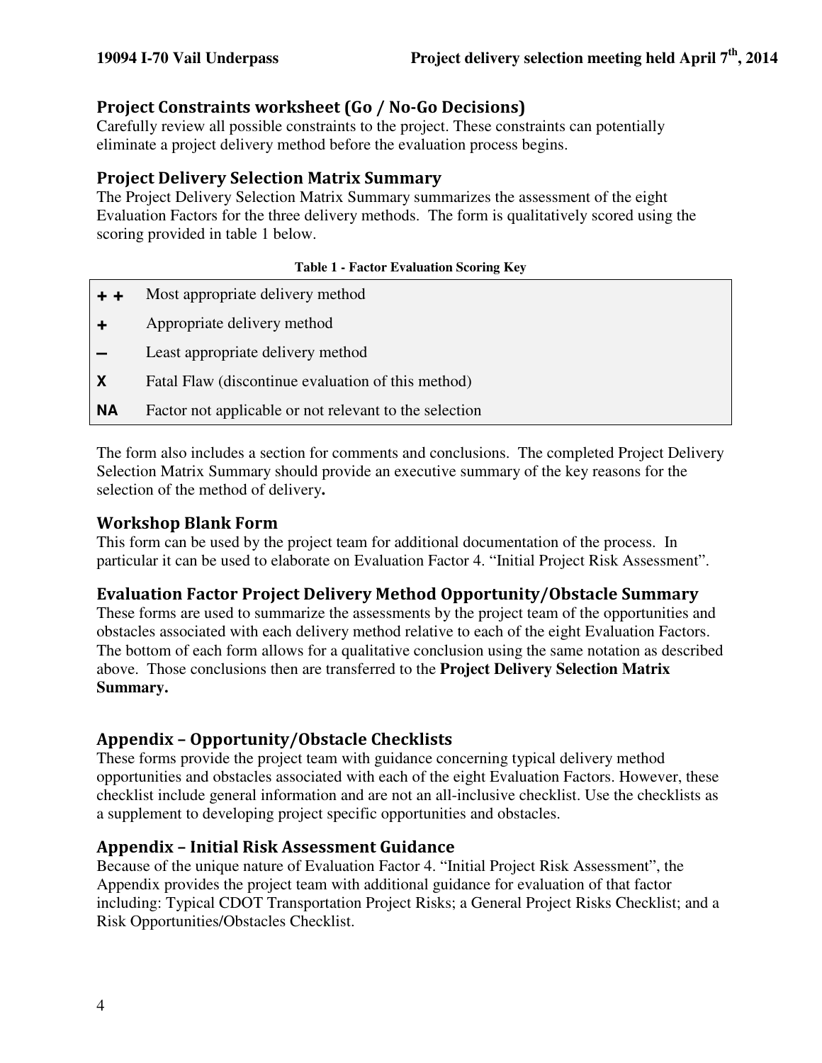## Project Constraints worksheet (Go / No-Go Decisions)

Carefully review all possible constraints to the project. These constraints can potentially eliminate a project delivery method before the evaluation process begins.

## Project Delivery Selection Matrix Summary

The Project Delivery Selection Matrix Summary summarizes the assessment of the eight Evaluation Factors for the three delivery methods. The form is qualitatively scored using the scoring provided in table 1 below.

**Table 1 - Factor Evaluation Scoring Key**

| | |
|---|---|
| **+ +** | Most appropriate delivery method |
| **+** | Appropriate delivery method |
| **–** | Least appropriate delivery method |
| **X** | Fatal Flaw (discontinue evaluation of this method) |
| **NA** | Factor not applicable or not relevant to the selection |

The form also includes a section for comments and conclusions. The completed Project Delivery Selection Matrix Summary should provide an executive summary of the key reasons for the selection of the method of delivery**.**

## Workshop Blank Form

This form can be used by the project team for additional documentation of the process. In particular it can be used to elaborate on Evaluation Factor 4. "Initial Project Risk Assessment".

## Evaluation Factor Project Delivery Method Opportunity/Obstacle Summary

These forms are used to summarize the assessments by the project team of the opportunities and obstacles associated with each delivery method relative to each of the eight Evaluation Factors. The bottom of each form allows for a qualitative conclusion using the same notation as described above. Those conclusions then are transferred to the **Project Delivery Selection Matrix Summary.**

## Appendix – Opportunity/Obstacle Checklists

These forms provide the project team with guidance concerning typical delivery method opportunities and obstacles associated with each of the eight Evaluation Factors. However, these checklist include general information and are not an all-inclusive checklist. Use the checklists as a supplement to developing project specific opportunities and obstacles.

## Appendix – Initial Risk Assessment Guidance

Because of the unique nature of Evaluation Factor 4. "Initial Project Risk Assessment", the Appendix provides the project team with additional guidance for evaluation of that factor including: Typical CDOT Transportation Project Risks; a General Project Risks Checklist; and a Risk Opportunities/Obstacles Checklist.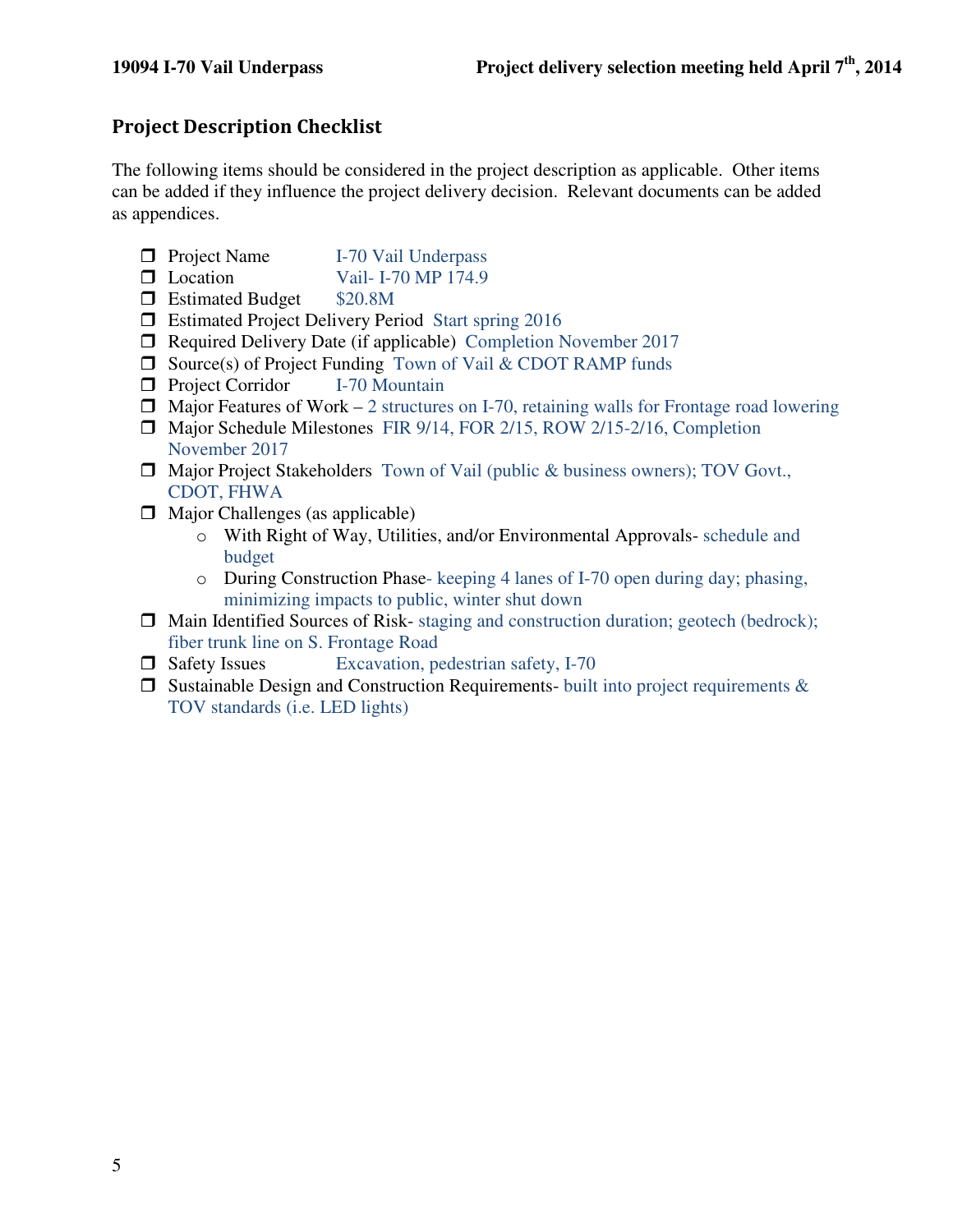## Project Description Checklist

The following items should be considered in the project description as applicable. Other items can be added if they influence the project delivery decision. Relevant documents can be added as appendices.

- ❒ Project Name I-70 Vail Underpass
- ❒ Location Vail- I-70 MP 174.9
- ❒ Estimated Budget $20.8M
- ❒ Estimated Project Delivery Period Start spring 2016
- ❒ Required Delivery Date (if applicable) Completion November 2017
- ❒ Source(s) of Project Funding Town of Vail & CDOT RAMP funds
- ❒ Project Corridor I-70 Mountain
- ❒ Major Features of Work – 2 structures on I-70, retaining walls for Frontage road lowering
- ❒ Major Schedule Milestones FIR 9/14, FOR 2/15, ROW 2/15-2/16, Completion November 2017
- ❒ Major Project Stakeholders Town of Vail (public & business owners); TOV Govt., CDOT, FHWA
- ❒ Major Challenges (as applicable)
  - With Right of Way, Utilities, and/or Environmental Approvals- schedule and budget
  - During Construction Phase- keeping 4 lanes of I-70 open during day; phasing, minimizing impacts to public, winter shut down
- ❒ Main Identified Sources of Risk- staging and construction duration; geotech (bedrock); fiber trunk line on S. Frontage Road
- ❒ Safety Issues Excavation, pedestrian safety, I-70
- ❒ Sustainable Design and Construction Requirements- built into project requirements & TOV standards (i.e. LED lights)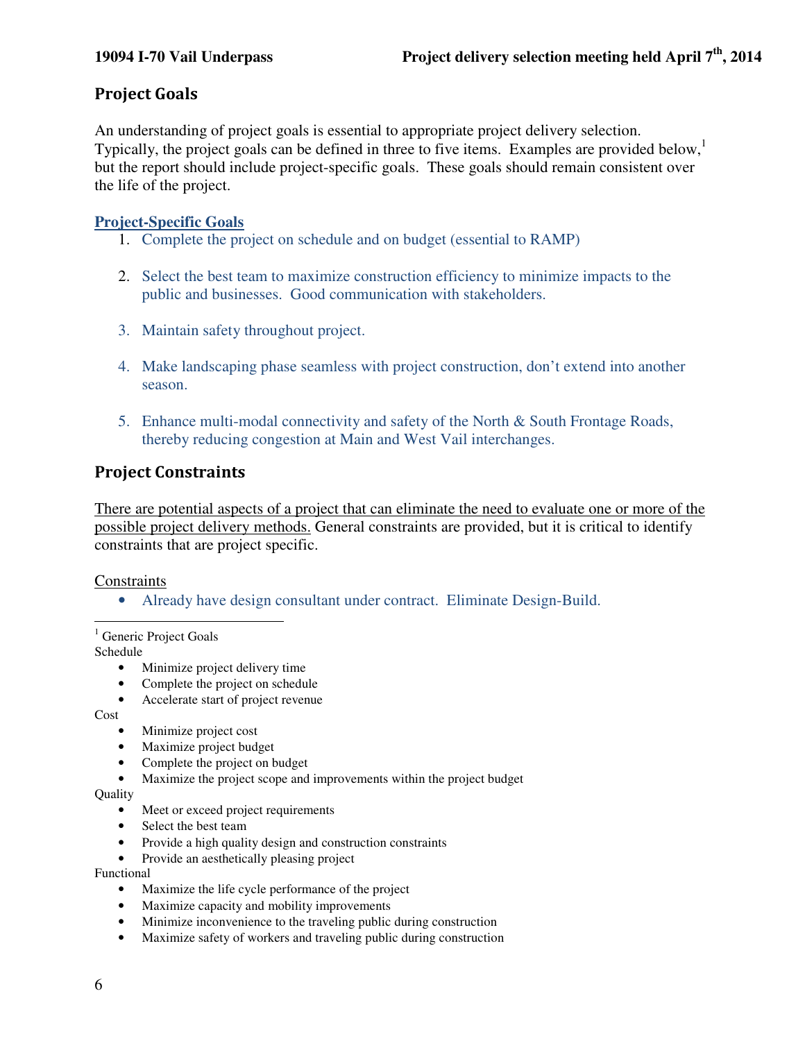## Project Goals

An understanding of project goals is essential to appropriate project delivery selection. Typically, the project goals can be defined in three to five items. Examples are provided below,[1] but the report should include project-specific goals. These goals should remain consistent over the life of the project.

**Project-Specific Goals**

1. Complete the project on schedule and on budget (essential to RAMP)
2. Select the best team to maximize construction efficiency to minimize impacts to the public and businesses. Good communication with stakeholders.
3. Maintain safety throughout project.
4. Make landscaping phase seamless with project construction, don't extend into another season.
5. Enhance multi-modal connectivity and safety of the North & South Frontage Roads, thereby reducing congestion at Main and West Vail interchanges.

## Project Constraints

There are potential aspects of a project that can eliminate the need to evaluate one or more of the possible project delivery methods. General constraints are provided, but it is critical to identify constraints that are project specific.

Constraints

- Already have design consultant under contract. Eliminate Design-Build.

---

[1] Generic Project Goals

Schedule

- Minimize project delivery time
- Complete the project on schedule
- Accelerate start of project revenue

Cost

- Minimize project cost
- Maximize project budget
- Complete the project on budget
- Maximize the project scope and improvements within the project budget

Quality

- Meet or exceed project requirements
- Select the best team
- Provide a high quality design and construction constraints
- Provide an aesthetically pleasing project

Functional

- Maximize the life cycle performance of the project
- Maximize capacity and mobility improvements
- Minimize inconvenience to the traveling public during construction
- Maximize safety of workers and traveling public during construction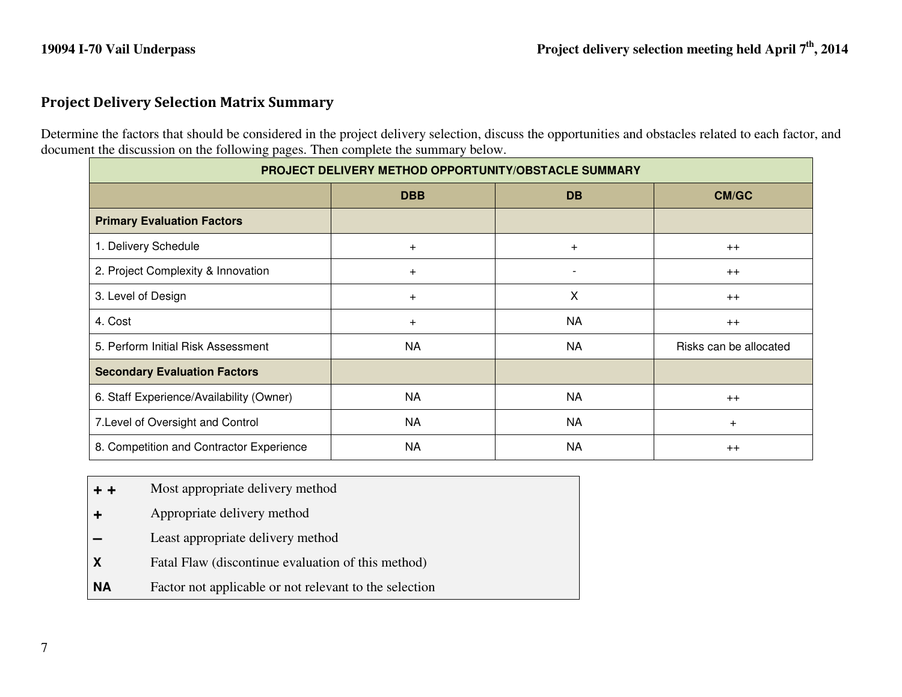## Project Delivery Selection Matrix Summary

Determine the factors that should be considered in the project delivery selection, discuss the opportunities and obstacles related to each factor, and document the discussion on the following pages. Then complete the summary below.

| PROJECT DELIVERY METHOD OPPORTUNITY/OBSTACLE SUMMARY | | | |
|---|---|---|---|
| | **DBB** | **DB** | **CM/GC** |
| **Primary Evaluation Factors** | | | |
| 1. Delivery Schedule | + | + | ++ |
| 2. Project Complexity & Innovation | + | - | ++ |
| 3. Level of Design | + | X | ++ |
| 4. Cost | + | NA | ++ |
| 5. Perform Initial Risk Assessment | NA | NA | Risks can be allocated |
| **Secondary Evaluation Factors** | | | |
| 6. Staff Experience/Availability (Owner) | NA | NA | ++ |
| 7.Level of Oversight and Control | NA | NA | + |
| 8. Competition and Contractor Experience | NA | NA | ++ |

| | |
|---|---|
| **+ +** | Most appropriate delivery method |
| **+** | Appropriate delivery method |
| **–** | Least appropriate delivery method |
| **X** | Fatal Flaw (discontinue evaluation of this method) |
| **NA** | Factor not applicable or not relevant to the selection |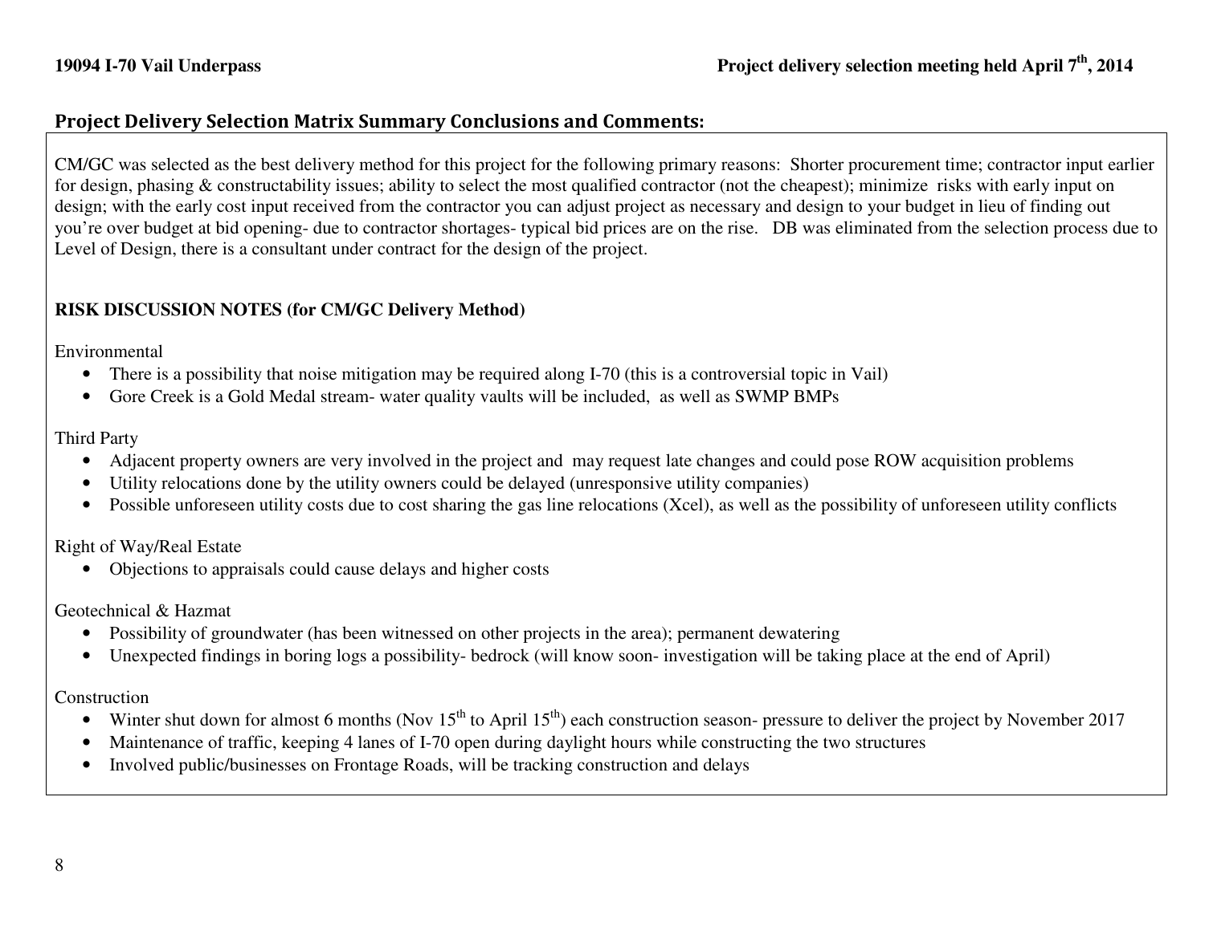## Project Delivery Selection Matrix Summary Conclusions and Comments:

CM/GC was selected as the best delivery method for this project for the following primary reasons: Shorter procurement time; contractor input earlier for design, phasing & constructability issues; ability to select the most qualified contractor (not the cheapest); minimize risks with early input on design; with the early cost input received from the contractor you can adjust project as necessary and design to your budget in lieu of finding out you're over budget at bid opening- due to contractor shortages- typical bid prices are on the rise. DB was eliminated from the selection process due to Level of Design, there is a consultant under contract for the design of the project.

**RISK DISCUSSION NOTES (for CM/GC Delivery Method)**

Environmental

- There is a possibility that noise mitigation may be required along I-70 (this is a controversial topic in Vail)
- Gore Creek is a Gold Medal stream- water quality vaults will be included, as well as SWMP BMPs

Third Party

- Adjacent property owners are very involved in the project and may request late changes and could pose ROW acquisition problems
- Utility relocations done by the utility owners could be delayed (unresponsive utility companies)
- Possible unforeseen utility costs due to cost sharing the gas line relocations (Xcel), as well as the possibility of unforeseen utility conflicts

Right of Way/Real Estate

- Objections to appraisals could cause delays and higher costs

Geotechnical & Hazmat

- Possibility of groundwater (has been witnessed on other projects in the area); permanent dewatering
- Unexpected findings in boring logs a possibility- bedrock (will know soon- investigation will be taking place at the end of April)

Construction

- Winter shut down for almost 6 months (Nov 15th to April 15th) each construction season- pressure to deliver the project by November 2017
- Maintenance of traffic, keeping 4 lanes of I-70 open during daylight hours while constructing the two structures
- Involved public/businesses on Frontage Roads, will be tracking construction and delays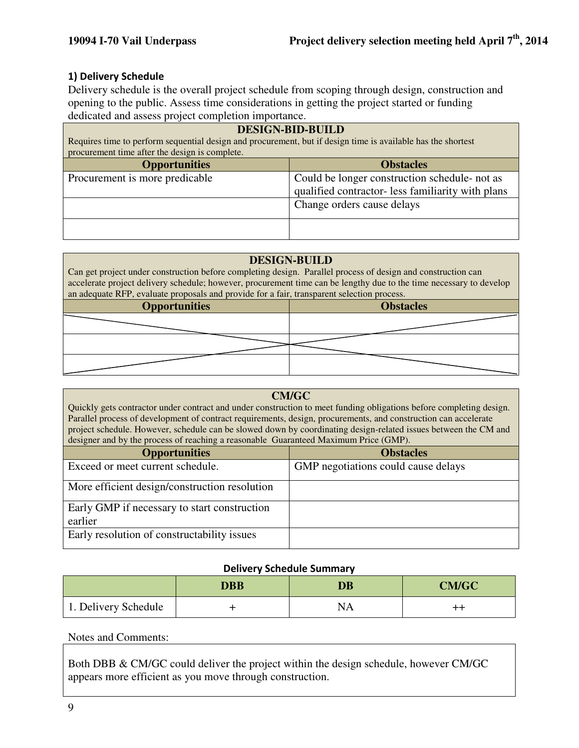## 1) Delivery Schedule

Delivery schedule is the overall project schedule from scoping through design, construction and opening to the public. Assess time considerations in getting the project started or funding dedicated and assess project completion importance.

| DESIGN-BID-BUILD<br>Requires time to perform sequential design and procurement, but if design time is available has the shortest procurement time after the design is complete. | |
|---|---|
| **Opportunities** | **Obstacles** |
| Procurement is more predicable | Could be longer construction schedule- not as qualified contractor- less familiarity with plans |
| | Change orders cause delays |
| | |

| DESIGN-BUILD<br>Can get project under construction before completing design. Parallel process of design and construction can accelerate project delivery schedule; however, procurement time can be lengthy due to the time necessary to develop an adequate RFP, evaluate proposals and provide for a fair, transparent selection process. | |
|---|---|
| **Opportunities** | **Obstacles** |
| | |
| | |
| | |

| CM/GC<br>Quickly gets contractor under contract and under construction to meet funding obligations before completing design. Parallel process of development of contract requirements, design, procurements, and construction can accelerate project schedule. However, schedule can be slowed down by coordinating design-related issues between the CM and designer and by the process of reaching a reasonable Guaranteed Maximum Price (GMP). | |
|---|---|
| **Opportunities** | **Obstacles** |
| Exceed or meet current schedule. | GMP negotiations could cause delays |
| More efficient design/construction resolution | |
| Early GMP if necessary to start construction earlier | |
| Early resolution of constructability issues | |

**Delivery Schedule Summary**

| | DBB | DB | CM/GC |
|---|---|---|---|
| 1. Delivery Schedule | + | NA | ++ |

Notes and Comments:

Both DBB & CM/GC could deliver the project within the design schedule, however CM/GC appears more efficient as you move through construction.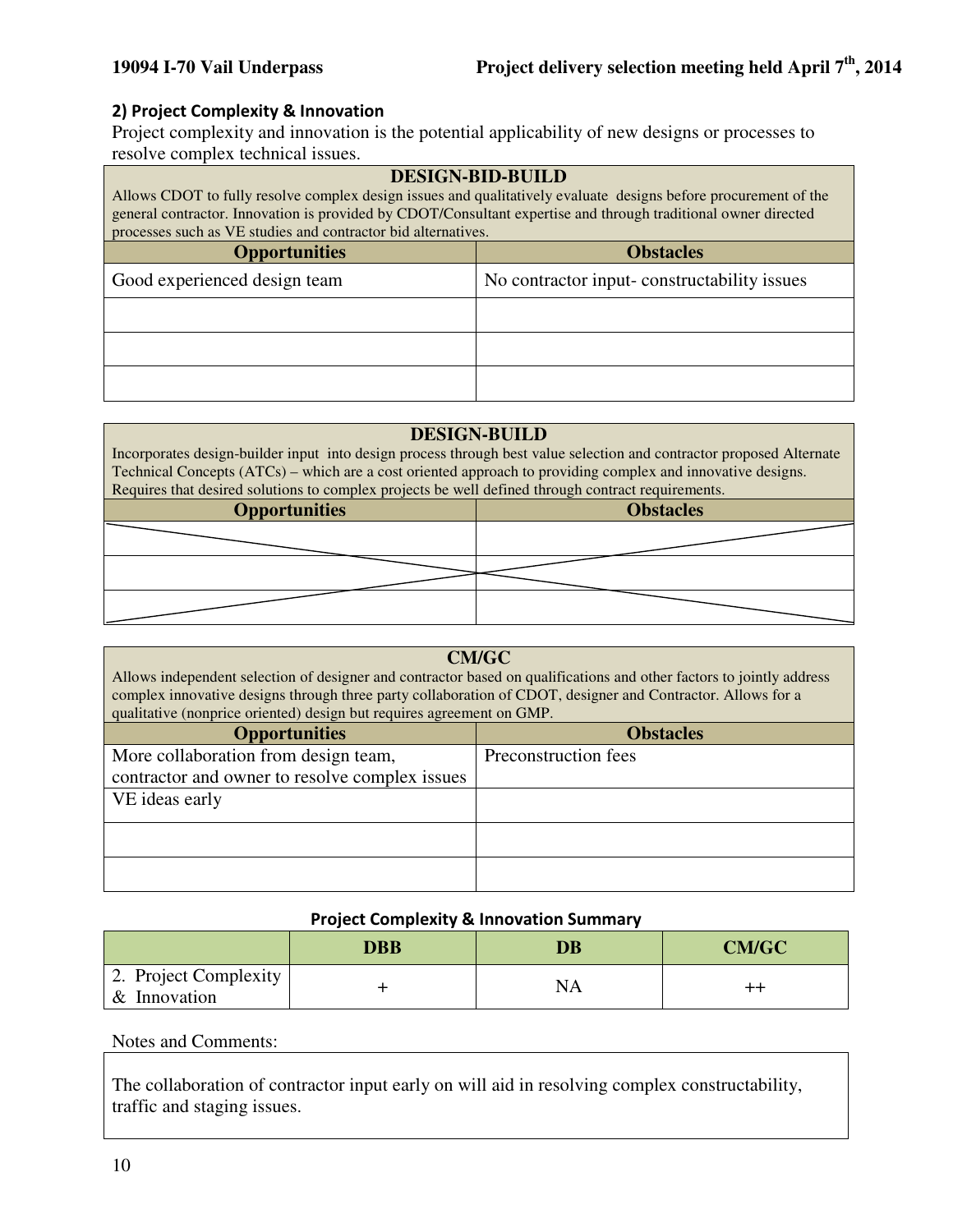## 2) Project Complexity & Innovation

Project complexity and innovation is the potential applicability of new designs or processes to resolve complex technical issues.

| DESIGN-BID-BUILD | |
|---|---|
| Allows CDOT to fully resolve complex design issues and qualitatively evaluate designs before procurement of the general contractor. Innovation is provided by CDOT/Consultant expertise and through traditional owner directed processes such as VE studies and contractor bid alternatives. | |
| **Opportunities** | **Obstacles** |
| Good experienced design team | No contractor input- constructability issues |
| | |
| | |
| | |

| DESIGN-BUILD | |
|---|---|
| Incorporates design-builder input into design process through best value selection and contractor proposed Alternate Technical Concepts (ATCs) – which are a cost oriented approach to providing complex and innovative designs. Requires that desired solutions to complex projects be well defined through contract requirements. | |
| **Opportunities** | **Obstacles** |
| | |
| | |
| | |

| CM/GC | |
|---|---|
| Allows independent selection of designer and contractor based on qualifications and other factors to jointly address complex innovative designs through three party collaboration of CDOT, designer and Contractor. Allows for a qualitative (nonprice oriented) design but requires agreement on GMP. | |
| **Opportunities** | **Obstacles** |
| More collaboration from design team, contractor and owner to resolve complex issues | Preconstruction fees |
| VE ideas early | |
| | |
| | |

**Project Complexity & Innovation Summary**

| | DBB | DB | CM/GC |
|---|---|---|---|
| 2. Project Complexity & Innovation | + | NA | ++ |

Notes and Comments:

The collaboration of contractor input early on will aid in resolving complex constructability, traffic and staging issues.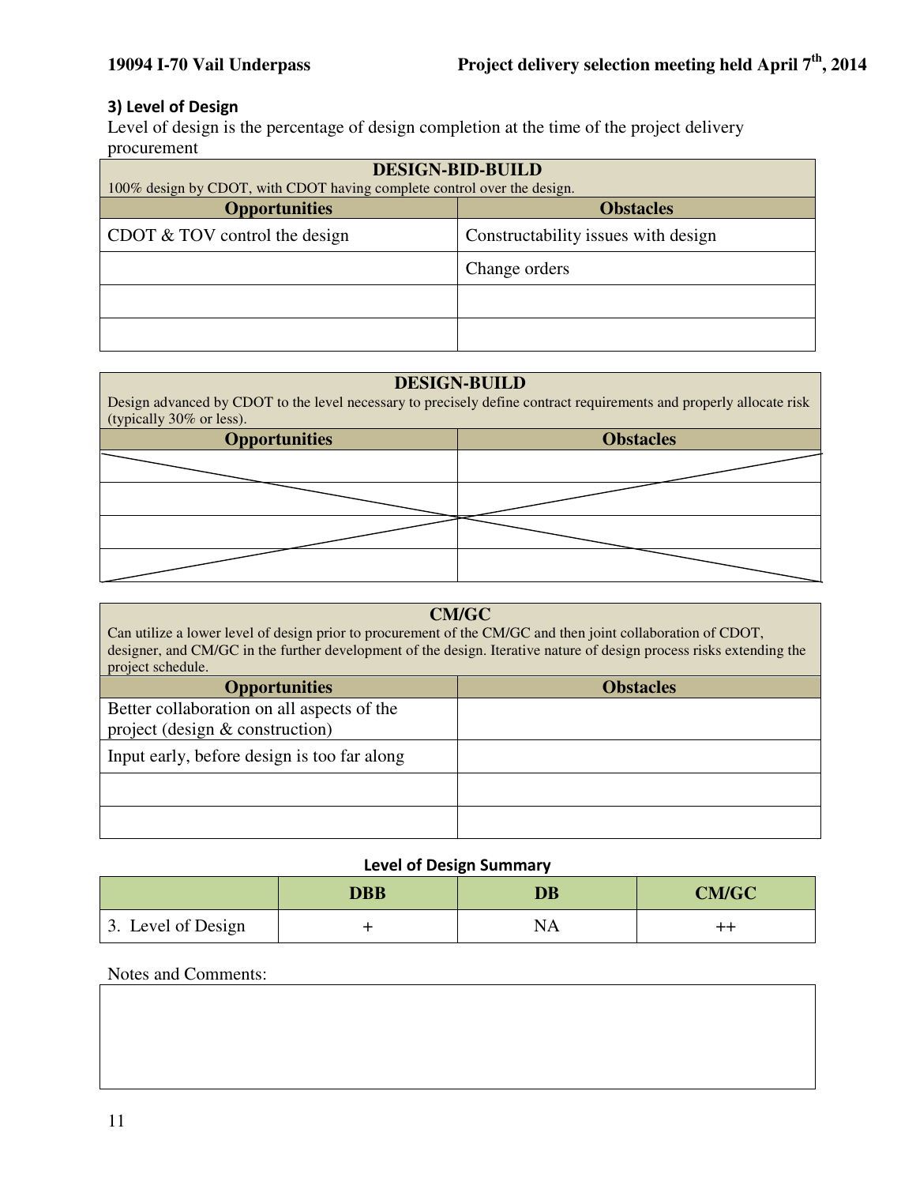### 3) Level of Design

Level of design is the percentage of design completion at the time of the project delivery procurement

| **DESIGN-BID-BUILD**<br>100% design by CDOT, with CDOT having complete control over the design. | |
|---|---|
| **Opportunities** | **Obstacles** |
| CDOT & TOV control the design | Constructability issues with design |
| | Change orders |
| | |
| | |

| **DESIGN-BUILD**<br>Design advanced by CDOT to the level necessary to precisely define contract requirements and properly allocate risk (typically 30% or less). | |
|---|---|
| **Opportunities** | **Obstacles** |
| | |
| | |
| | |
| | |

| **CM/GC**<br>Can utilize a lower level of design prior to procurement of the CM/GC and then joint collaboration of CDOT, designer, and CM/GC in the further development of the design. Iterative nature of design process risks extending the project schedule. | |
|---|---|
| **Opportunities** | **Obstacles** |
| Better collaboration on all aspects of the project (design & construction) | |
| Input early, before design is too far along | |
| | |
| | |

**Level of Design Summary**

| | DBB | DB | CM/GC |
|---|---|---|---|
| 3. Level of Design | + | NA | ++ |

Notes and Comments: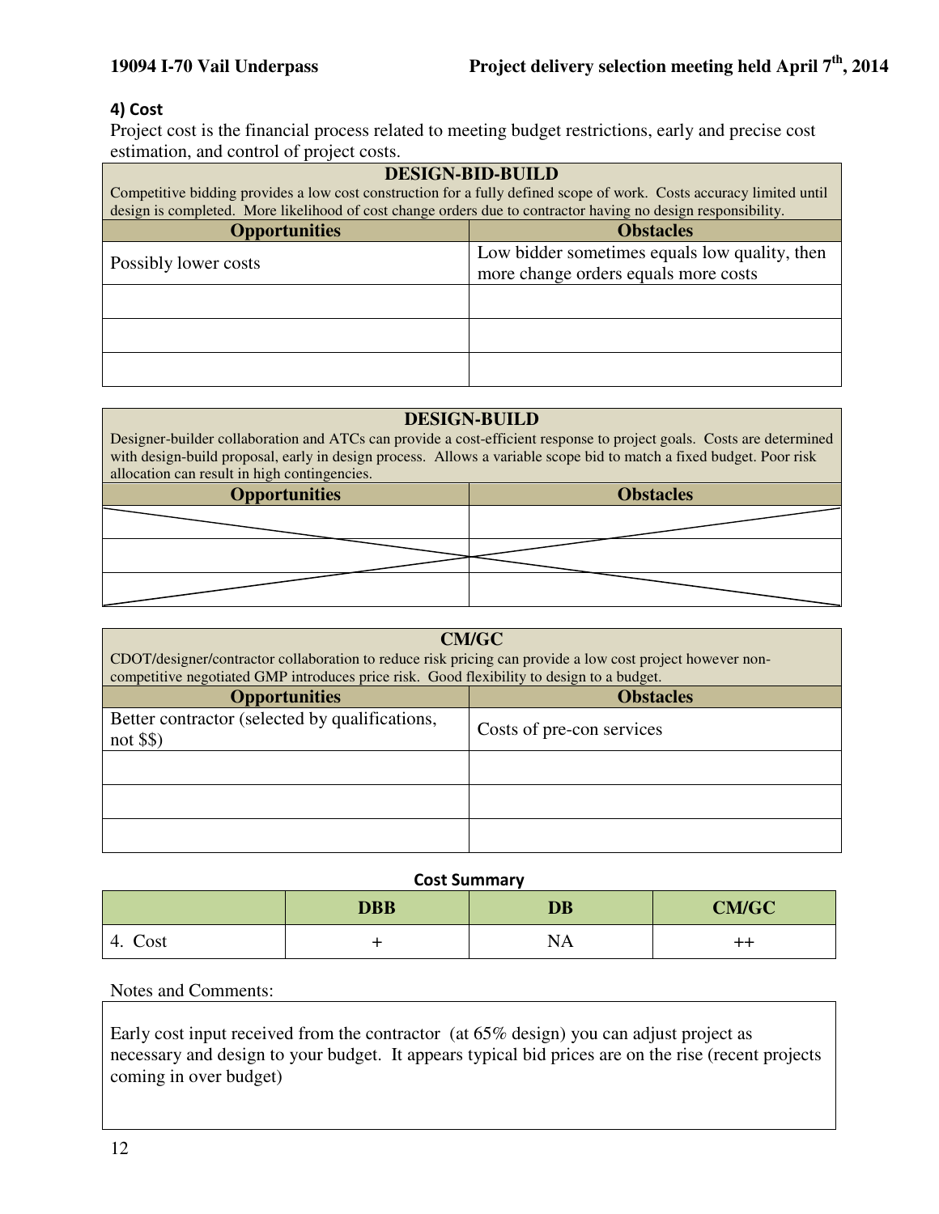### 4) Cost

Project cost is the financial process related to meeting budget restrictions, early and precise cost estimation, and control of project costs.

| DESIGN-BID-BUILD<br>Competitive bidding provides a low cost construction for a fully defined scope of work. Costs accuracy limited until design is completed. More likelihood of cost change orders due to contractor having no design responsibility. | |
|---|---|
| **Opportunities** | **Obstacles** |
| Possibly lower costs | Low bidder sometimes equals low quality, then more change orders equals more costs |
| | |
| | |
| | |

| DESIGN-BUILD<br>Designer-builder collaboration and ATCs can provide a cost-efficient response to project goals. Costs are determined with design-build proposal, early in design process. Allows a variable scope bid to match a fixed budget. Poor risk allocation can result in high contingencies. | |
|---|---|
| **Opportunities** | **Obstacles** |
| | |
| | |
| | |

| CM/GC<br>CDOT/designer/contractor collaboration to reduce risk pricing can provide a low cost project however non-competitive negotiated GMP introduces price risk. Good flexibility to design to a budget. | |
|---|---|
| **Opportunities** | **Obstacles** |
| Better contractor (selected by qualifications, not $$) | Costs of pre-con services |
| | |
| | |
| | |

**Cost Summary**

| | DBB | DB | CM/GC |
|---|---|---|---|
| 4. Cost | + | NA | ++ |

Notes and Comments:

Early cost input received from the contractor (at 65% design) you can adjust project as necessary and design to your budget. It appears typical bid prices are on the rise (recent projects coming in over budget)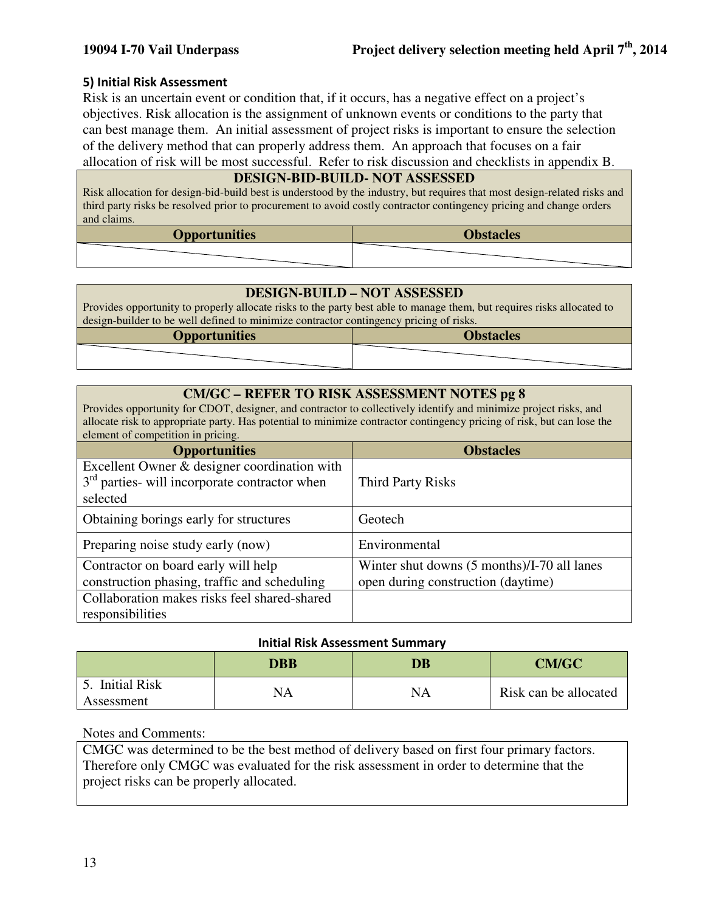### 5) Initial Risk Assessment

Risk is an uncertain event or condition that, if it occurs, has a negative effect on a project's objectives. Risk allocation is the assignment of unknown events or conditions to the party that can best manage them. An initial assessment of project risks is important to ensure the selection of the delivery method that can properly address them. An approach that focuses on a fair allocation of risk will be most successful. Refer to risk discussion and checklists in appendix B.

**DESIGN-BID-BUILD- NOT ASSESSED**

Risk allocation for design-bid-build best is understood by the industry, but requires that most design-related risks and third party risks be resolved prior to procurement to avoid costly contractor contingency pricing and change orders and claims.

| Opportunities | Obstacles |
| --- | --- |
| | |

**DESIGN-BUILD – NOT ASSESSED**

Provides opportunity to properly allocate risks to the party best able to manage them, but requires risks allocated to design-builder to be well defined to minimize contractor contingency pricing of risks.

| Opportunities | Obstacles |
| --- | --- |
| | |

**CM/GC – REFER TO RISK ASSESSMENT NOTES pg 8**

Provides opportunity for CDOT, designer, and contractor to collectively identify and minimize project risks, and allocate risk to appropriate party. Has potential to minimize contractor contingency pricing of risk, but can lose the element of competition in pricing.

| Opportunities | Obstacles |
| --- | --- |
| Excellent Owner & designer coordination with 3rd parties- will incorporate contractor when selected | Third Party Risks |
| Obtaining borings early for structures | Geotech |
| Preparing noise study early (now) | Environmental |
| Contractor on board early will help construction phasing, traffic and scheduling | Winter shut downs (5 months)/I-70 all lanes open during construction (daytime) |
| Collaboration makes risks feel shared-shared responsibilities | |

**Initial Risk Assessment Summary**

| | DBB | DB | CM/GC |
| --- | --- | --- | --- |
| 5. Initial Risk Assessment | NA | NA | Risk can be allocated |

Notes and Comments:

CMGC was determined to be the best method of delivery based on first four primary factors. Therefore only CMGC was evaluated for the risk assessment in order to determine that the project risks can be properly allocated.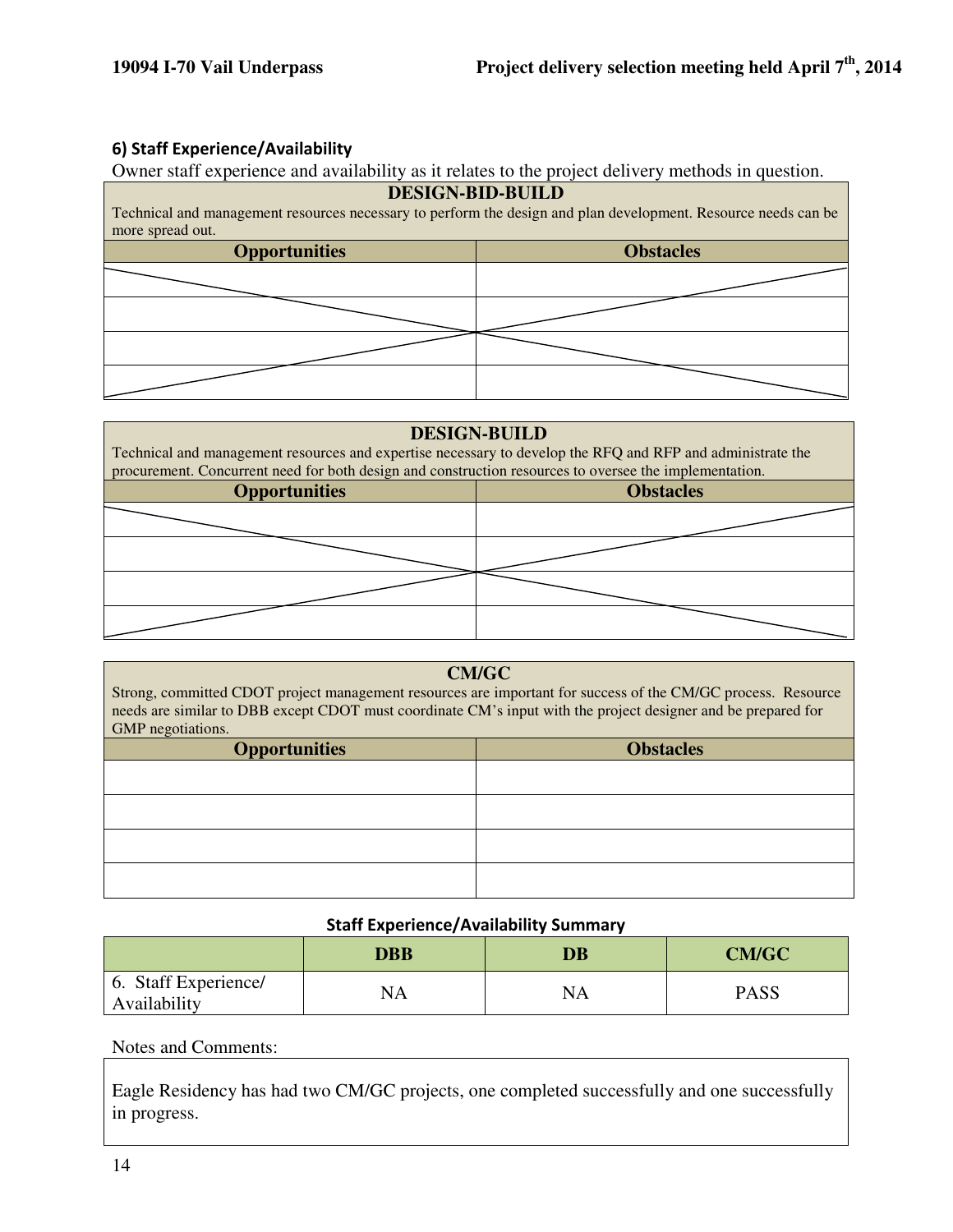### 6) Staff Experience/Availability

Owner staff experience and availability as it relates to the project delivery methods in question.

| **DESIGN-BID-BUILD**<br>Technical and management resources necessary to perform the design and plan development. Resource needs can be more spread out. | |
|---|---|
| **Opportunities** | **Obstacles** |
| | |
| | |
| | |
| | |

| **DESIGN-BUILD**<br>Technical and management resources and expertise necessary to develop the RFQ and RFP and administrate the procurement. Concurrent need for both design and construction resources to oversee the implementation. | |
|---|---|
| **Opportunities** | **Obstacles** |
| | |
| | |
| | |
| | |

| **CM/GC**<br>Strong, committed CDOT project management resources are important for success of the CM/GC process. Resource needs are similar to DBB except CDOT must coordinate CM's input with the project designer and be prepared for GMP negotiations. | |
|---|---|
| **Opportunities** | **Obstacles** |
| | |
| | |
| | |
| | |

**Staff Experience/Availability Summary**

| | **DBB** | **DB** | **CM/GC** |
|---|---|---|---|
| 6. Staff Experience/ Availability | NA | NA | PASS |

Notes and Comments:

Eagle Residency has had two CM/GC projects, one completed successfully and one successfully in progress.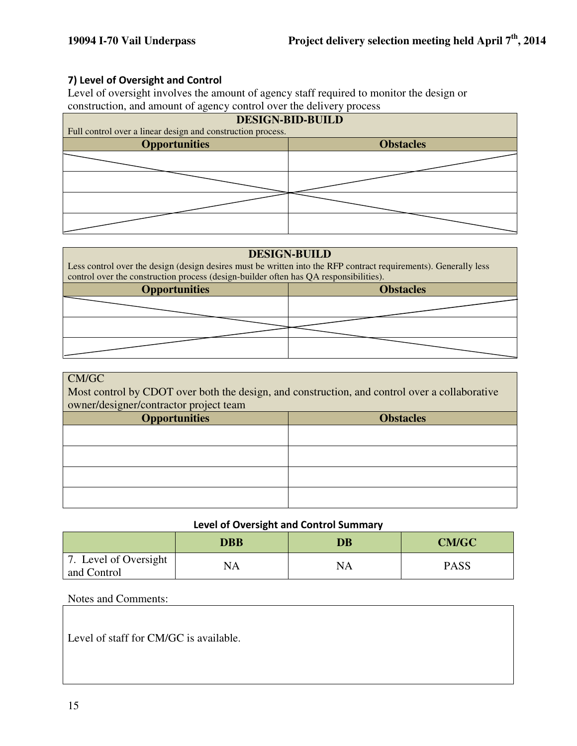### 7) Level of Oversight and Control

Level of oversight involves the amount of agency staff required to monitor the design or construction, and amount of agency control over the delivery process

| **DESIGN-BID-BUILD**<br>Full control over a linear design and construction process. | |
|---|---|
| **Opportunities** | **Obstacles** |
| | |
| | |
| | |
| | |

| **DESIGN-BUILD**<br>Less control over the design (design desires must be written into the RFP contract requirements). Generally less control over the construction process (design-builder often has QA responsibilities). | |
|---|---|
| **Opportunities** | **Obstacles** |
| | |
| | |
| | |

| CM/GC<br>Most control by CDOT over both the design, and construction, and control over a collaborative owner/designer/contractor project team | |
|---|---|
| **Opportunities** | **Obstacles** |
| | |
| | |
| | |
| | |

**Level of Oversight and Control Summary**

| | DBB | DB | CM/GC |
|---|---|---|---|
| 7. Level of Oversight and Control | NA | NA | PASS |

Notes and Comments:

Level of staff for CM/GC is available.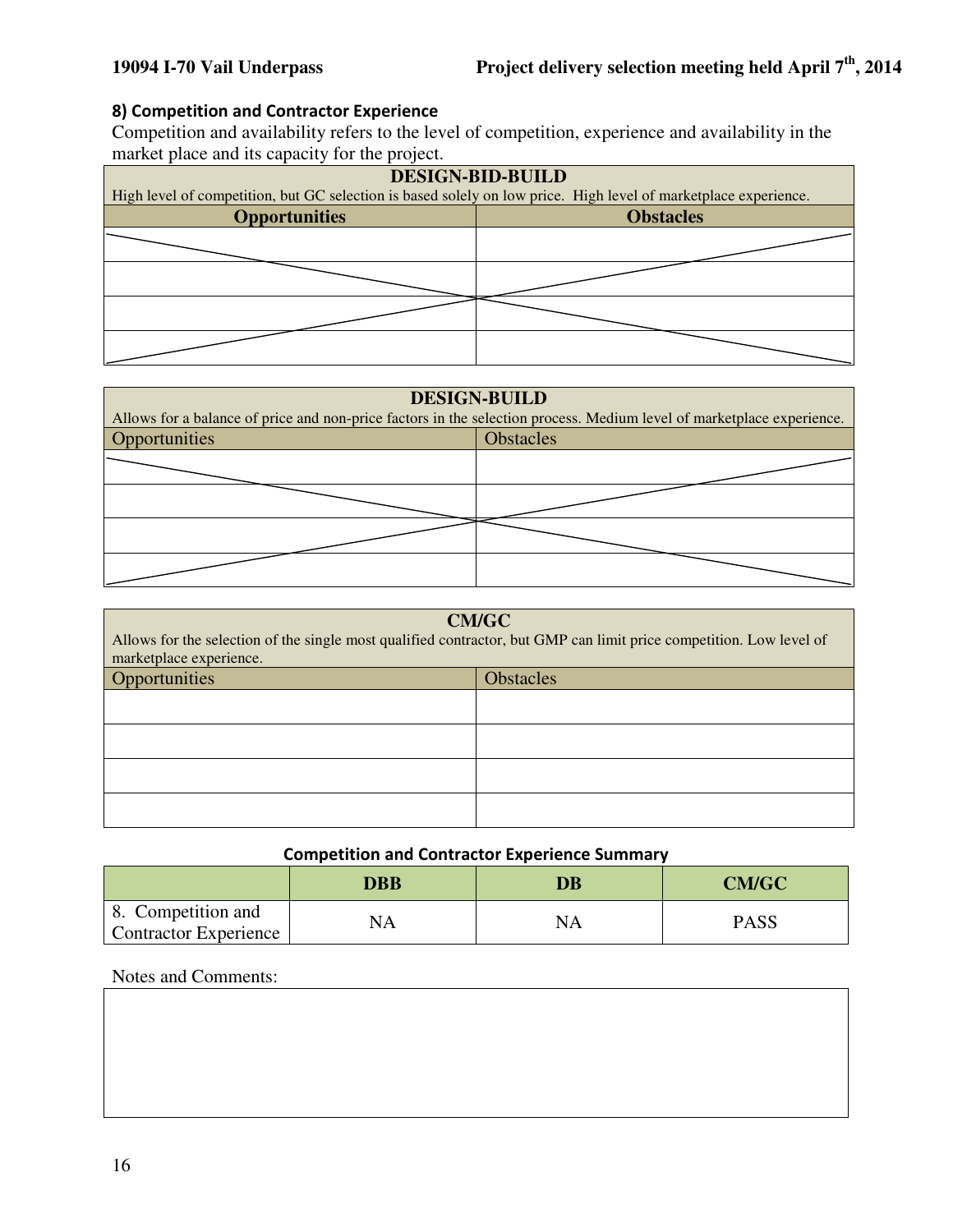## 8) Competition and Contractor Experience

Competition and availability refers to the level of competition, experience and availability in the market place and its capacity for the project.

| DESIGN-BID-BUILD<br>High level of competition, but GC selection is based solely on low price. High level of marketplace experience. | |
|---|---|
| **Opportunities** | **Obstacles** |
| | |
| | |
| | |
| | |

| DESIGN-BUILD<br>Allows for a balance of price and non-price factors in the selection process. Medium level of marketplace experience. | |
|---|---|
| Opportunities | Obstacles |
| | |
| | |
| | |
| | |

| CM/GC<br>Allows for the selection of the single most qualified contractor, but GMP can limit price competition. Low level of marketplace experience. | |
|---|---|
| Opportunities | Obstacles |
| | |
| | |
| | |
| | |

**Competition and Contractor Experience Summary**

| | DBB | DB | CM/GC |
|---|---|---|---|
| 8. Competition and Contractor Experience | NA | NA | PASS |

Notes and Comments: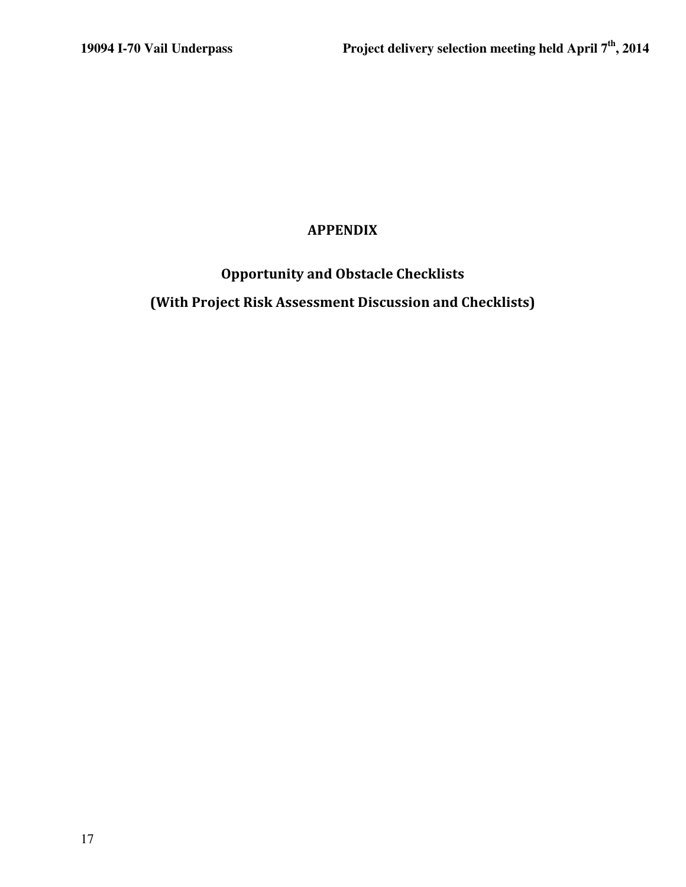# APPENDIX

## Opportunity and Obstacle Checklists

## (With Project Risk Assessment Discussion and Checklists)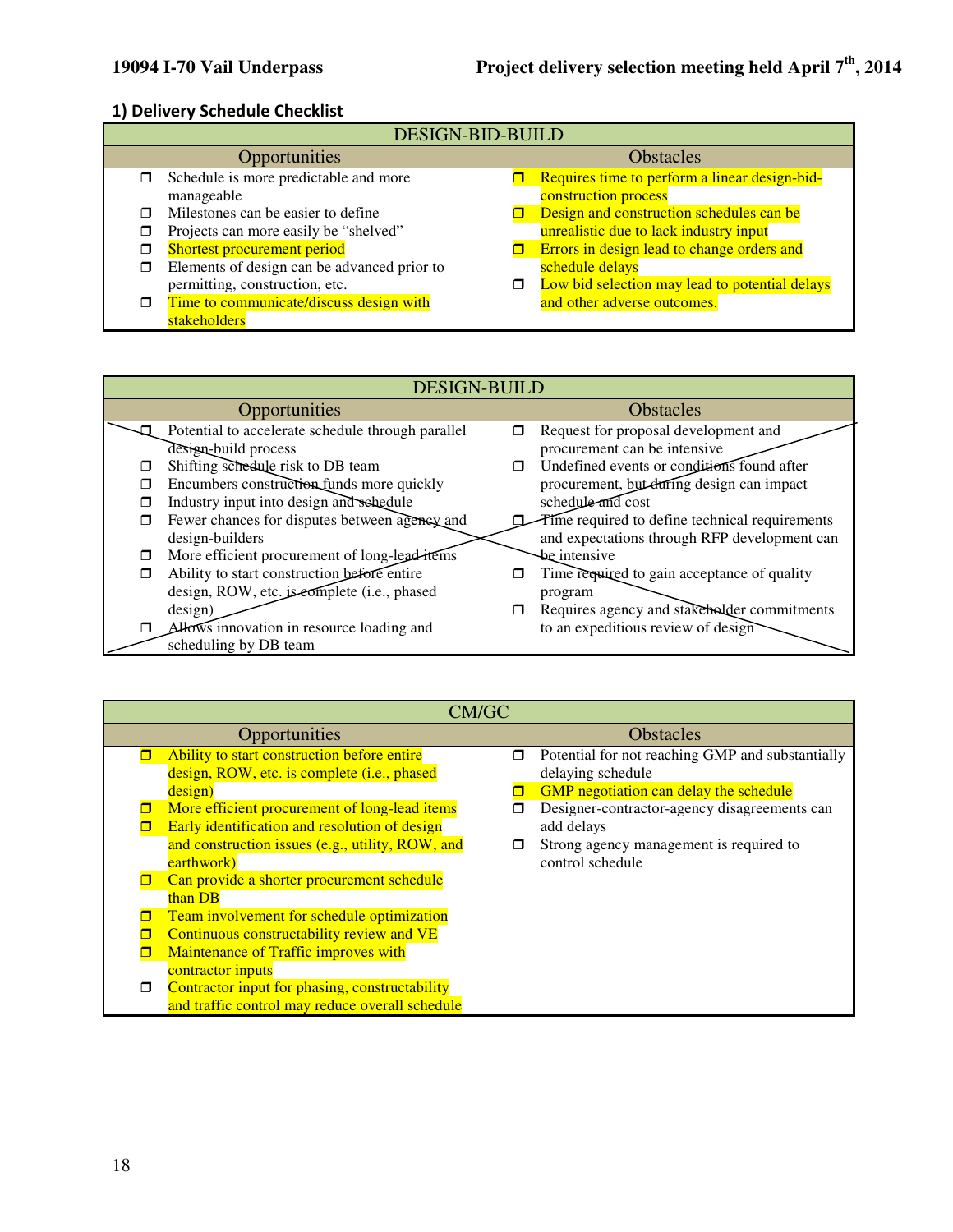## 1) Delivery Schedule Checklist

| DESIGN-BID-BUILD | |
|---|---|
| **Opportunities** | **Obstacles** |
| ❒ Schedule is more predictable and more manageable<br>❒ Milestones can be easier to define<br>❒ Projects can more easily be "shelved"<br>❒ Shortest procurement period<br>❒ Elements of design can be advanced prior to permitting, construction, etc.<br>❒ Time to communicate/discuss design with stakeholders | ❒ Requires time to perform a linear design-bid-construction process<br>❒ Design and construction schedules can be unrealistic due to lack industry input<br>❒ Errors in design lead to change orders and schedule delays<br>❒ Low bid selection may lead to potential delays and other adverse outcomes. |

| DESIGN-BUILD | |
|---|---|
| **Opportunities** | **Obstacles** |
| ❒ Potential to accelerate schedule through parallel design-build process<br>❒ Shifting schedule risk to DB team<br>❒ Encumbers construction funds more quickly<br>❒ Industry input into design and schedule<br>❒ Fewer chances for disputes between agency and design-builders<br>❒ More efficient procurement of long-lead items<br>❒ Ability to start construction before entire design, ROW, etc. is complete (i.e., phased design)<br>❒ Allows innovation in resource loading and scheduling by DB team | ❒ Request for proposal development and procurement can be intensive<br>❒ Undefined events or conditions found after procurement, but during design can impact schedule and cost<br>❒ Time required to define technical requirements and expectations through RFP development can be intensive<br>❒ Time required to gain acceptance of quality program<br>❒ Requires agency and stakeholder commitments to an expeditious review of design |

| CM/GC | |
|---|---|
| **Opportunities** | **Obstacles** |
| ❒ Ability to start construction before entire design, ROW, etc. is complete (i.e., phased design)<br>❒ More efficient procurement of long-lead items<br>❒ Early identification and resolution of design and construction issues (e.g., utility, ROW, and earthwork)<br>❒ Can provide a shorter procurement schedule than DB<br>❒ Team involvement for schedule optimization<br>❒ Continuous constructability review and VE<br>❒ Maintenance of Traffic improves with contractor inputs<br>❒ Contractor input for phasing, constructability and traffic control may reduce overall schedule | ❒ Potential for not reaching GMP and substantially delaying schedule<br>❒ GMP negotiation can delay the schedule<br>❒ Designer-contractor-agency disagreements can add delays<br>❒ Strong agency management is required to control schedule |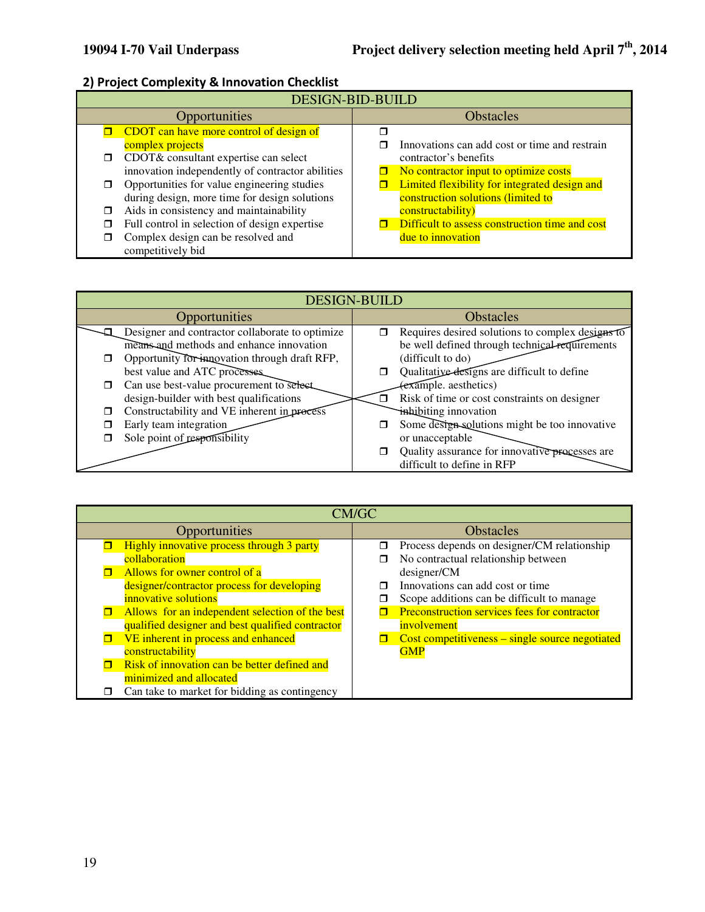## 2) Project Complexity & Innovation Checklist

| DESIGN-BID-BUILD | |
|---|---|
| **Opportunities** | **Obstacles** |
| ❒ CDOT can have more control of design of complex projects<br>❒ CDOT& consultant expertise can select innovation independently of contractor abilities<br>❒ Opportunities for value engineering studies during design, more time for design solutions<br>❒ Aids in consistency and maintainability<br>❒ Full control in selection of design expertise<br>❒ Complex design can be resolved and competitively bid | ❒<br>❒ Innovations can add cost or time and restrain contractor's benefits<br>❒ No contractor input to optimize costs<br>❒ Limited flexibility for integrated design and construction solutions (limited to constructability)<br>❒ Difficult to assess construction time and cost due to innovation |

| DESIGN-BUILD | |
|---|---|
| **Opportunities** | **Obstacles** |
| ❒ Designer and contractor collaborate to optimize means and methods and enhance innovation<br>❒ Opportunity for innovation through draft RFP, best value and ATC processes<br>❒ Can use best-value procurement to select design-builder with best qualifications<br>❒ Constructability and VE inherent in process<br>❒ Early team integration<br>❒ Sole point of responsibility | ❒ Requires desired solutions to complex designs to be well defined through technical requirements (difficult to do)<br>❒ Qualitative designs are difficult to define (example. aesthetics)<br>❒ Risk of time or cost constraints on designer inhibiting innovation<br>❒ Some design solutions might be too innovative or unacceptable<br>❒ Quality assurance for innovative processes are difficult to define in RFP |

| CM/GC | |
|---|---|
| **Opportunities** | **Obstacles** |
| ❒ Highly innovative process through 3 party collaboration<br>❒ Allows for owner control of a designer/contractor process for developing innovative solutions<br>❒ Allows for an independent selection of the best qualified designer and best qualified contractor<br>❒ VE inherent in process and enhanced constructability<br>❒ Risk of innovation can be better defined and minimized and allocated<br>❒ Can take to market for bidding as contingency | ❒ Process depends on designer/CM relationship<br>❒ No contractual relationship between designer/CM<br>❒ Innovations can add cost or time<br>❒ Scope additions can be difficult to manage<br>❒ Preconstruction services fees for contractor involvement<br>❒ Cost competitiveness – single source negotiated GMP |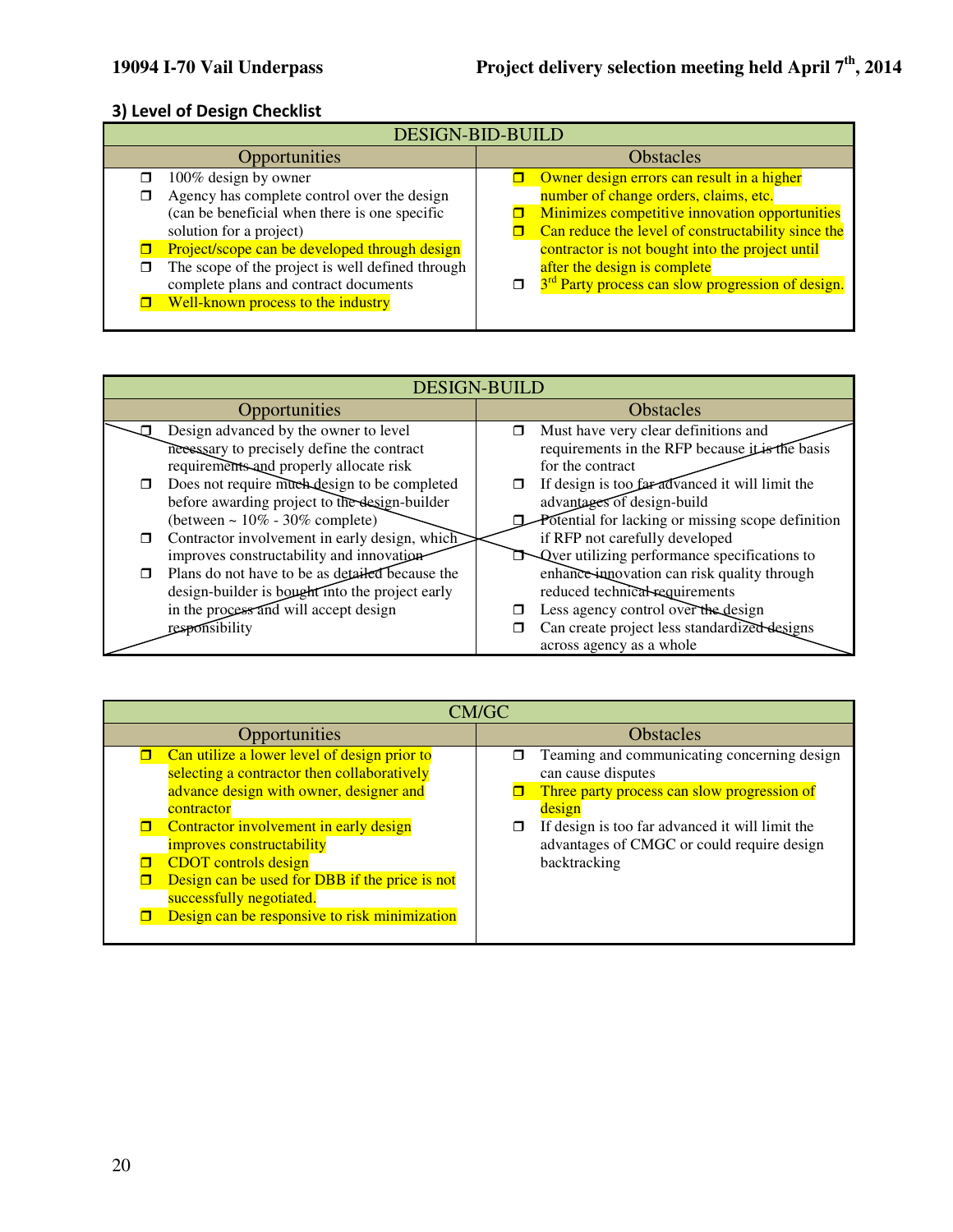### 3) Level of Design Checklist

| DESIGN-BID-BUILD | |
|---|---|
| **Opportunities** | **Obstacles** |
| ❒ 100% design by owner<br>❒ Agency has complete control over the design (can be beneficial when there is one specific solution for a project)<br>❒ Project/scope can be developed through design<br>❒ The scope of the project is well defined through complete plans and contract documents<br>❒ Well-known process to the industry | ❒ Owner design errors can result in a higher number of change orders, claims, etc.<br>❒ Minimizes competitive innovation opportunities<br>❒ Can reduce the level of constructability since the contractor is not bought into the project until after the design is complete<br>❒ 3rd Party process can slow progression of design. |

| DESIGN-BUILD | |
|---|---|
| **Opportunities** | **Obstacles** |
| ❒ Design advanced by the owner to level necessary to precisely define the contract requirements and properly allocate risk<br>❒ Does not require much design to be completed before awarding project to the design-builder (between ~ 10% - 30% complete)<br>❒ Contractor involvement in early design, which improves constructability and innovation<br>❒ Plans do not have to be as detailed because the design-builder is bought into the project early in the process and will accept design responsibility | ❒ Must have very clear definitions and requirements in the RFP because it is the basis for the contract<br>❒ If design is too far advanced it will limit the advantages of design-build<br>❒ Potential for lacking or missing scope definition if RFP not carefully developed<br>❒ Over utilizing performance specifications to enhance innovation can risk quality through reduced technical requirements<br>❒ Less agency control over the design<br>❒ Can create project less standardized designs across agency as a whole |

| CM/GC | |
|---|---|
| **Opportunities** | **Obstacles** |
| ❒ Can utilize a lower level of design prior to selecting a contractor then collaboratively advance design with owner, designer and contractor<br>❒ Contractor involvement in early design improves constructability<br>❒ CDOT controls design<br>❒ Design can be used for DBB if the price is not successfully negotiated.<br>❒ Design can be responsive to risk minimization | ❒ Teaming and communicating concerning design can cause disputes<br>❒ Three party process can slow progression of design<br>❒ If design is too far advanced it will limit the advantages of CMGC or could require design backtracking |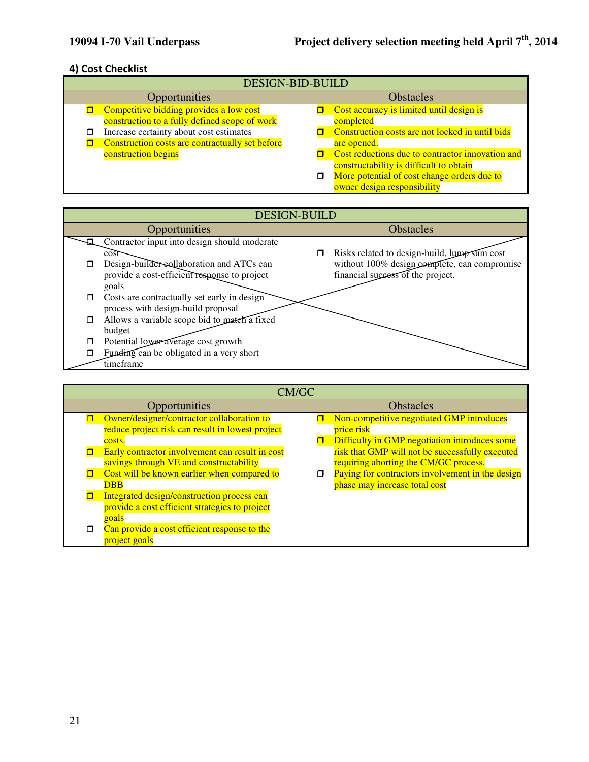## 4) Cost Checklist

| DESIGN-BID-BUILD | |
|---|---|
| **Opportunities** | **Obstacles** |
| ❒ Competitive bidding provides a low cost construction to a fully defined scope of work<br>❒ Increase certainty about cost estimates<br>❒ Construction costs are contractually set before construction begins | ❒ Cost accuracy is limited until design is completed<br>❒ Construction costs are not locked in until bids are opened.<br>❒ Cost reductions due to contractor innovation and constructability is difficult to obtain<br>❒ More potential of cost change orders due to owner design responsibility |

| DESIGN-BUILD | |
|---|---|
| **Opportunities** | **Obstacles** |
| ❒ Contractor input into design should moderate cost<br>❒ Design-builder collaboration and ATCs can provide a cost-efficient response to project goals<br>❒ Costs are contractually set early in design process with design-build proposal<br>❒ Allows a variable scope bid to match a fixed budget<br>❒ Potential lower average cost growth<br>❒ Funding can be obligated in a very short timeframe | ❒ Risks related to design-build, lump sum cost without 100% design complete, can compromise financial success of the project. |

| CM/GC | |
|---|---|
| **Opportunities** | **Obstacles** |
| ❒ Owner/designer/contractor collaboration to reduce project risk can result in lowest project costs.<br>❒ Early contractor involvement can result in cost savings through VE and constructability<br>❒ Cost will be known earlier when compared to DBB<br>❒ Integrated design/construction process can provide a cost efficient strategies to project goals<br>❒ Can provide a cost efficient response to the project goals | ❒ Non-competitive negotiated GMP introduces price risk<br>❒ Difficulty in GMP negotiation introduces some risk that GMP will not be successfully executed requiring aborting the CM/GC process.<br>❒ Paying for contractors involvement in the design phase may increase total cost |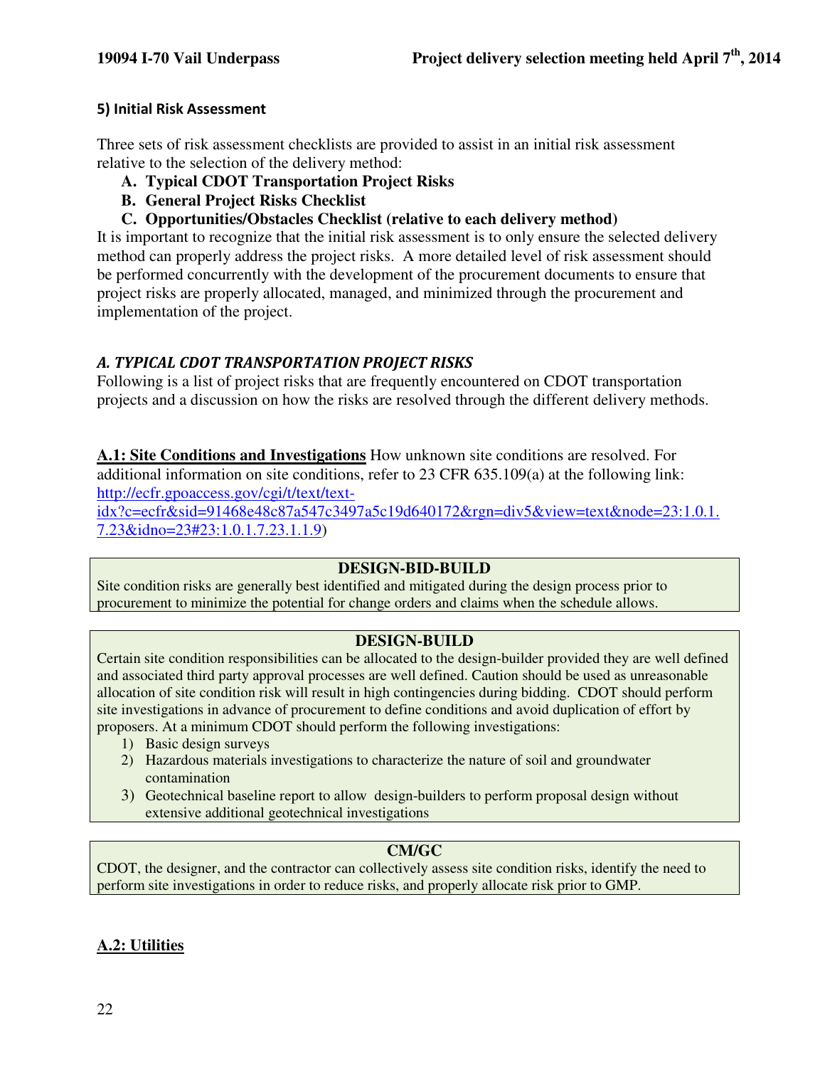### 5) Initial Risk Assessment

Three sets of risk assessment checklists are provided to assist in an initial risk assessment relative to the selection of the delivery method:

- **A. Typical CDOT Transportation Project Risks**
- **B. General Project Risks Checklist**
- **C. Opportunities/Obstacles Checklist (relative to each delivery method)**

It is important to recognize that the initial risk assessment is to only ensure the selected delivery method can properly address the project risks. A more detailed level of risk assessment should be performed concurrently with the development of the procurement documents to ensure that project risks are properly allocated, managed, and minimized through the procurement and implementation of the project.

### *A. TYPICAL CDOT TRANSPORTATION PROJECT RISKS*

Following is a list of project risks that are frequently encountered on CDOT transportation projects and a discussion on how the risks are resolved through the different delivery methods.

**A.1: Site Conditions and Investigations** How unknown site conditions are resolved. For additional information on site conditions, refer to 23 CFR 635.109(a) at the following link: http://ecfr.gpoaccess.gov/cgi/t/text/text-idx?c=ecfr&sid=91468e48c87a547c3497a5c19d640172&rgn=div5&view=text&node=23:1.0.1.7.23&idno=23#23:1.0.1.7.23.1.1.9)

**DESIGN-BID-BUILD**

Site condition risks are generally best identified and mitigated during the design process prior to procurement to minimize the potential for change orders and claims when the schedule allows.

**DESIGN-BUILD**

Certain site condition responsibilities can be allocated to the design-builder provided they are well defined and associated third party approval processes are well defined. Caution should be used as unreasonable allocation of site condition risk will result in high contingencies during bidding. CDOT should perform site investigations in advance of procurement to define conditions and avoid duplication of effort by proposers. At a minimum CDOT should perform the following investigations:

1) Basic design surveys
2) Hazardous materials investigations to characterize the nature of soil and groundwater contamination
3) Geotechnical baseline report to allow design-builders to perform proposal design without extensive additional geotechnical investigations

**CM/GC**

CDOT, the designer, and the contractor can collectively assess site condition risks, identify the need to perform site investigations in order to reduce risks, and properly allocate risk prior to GMP.

**A.2: Utilities**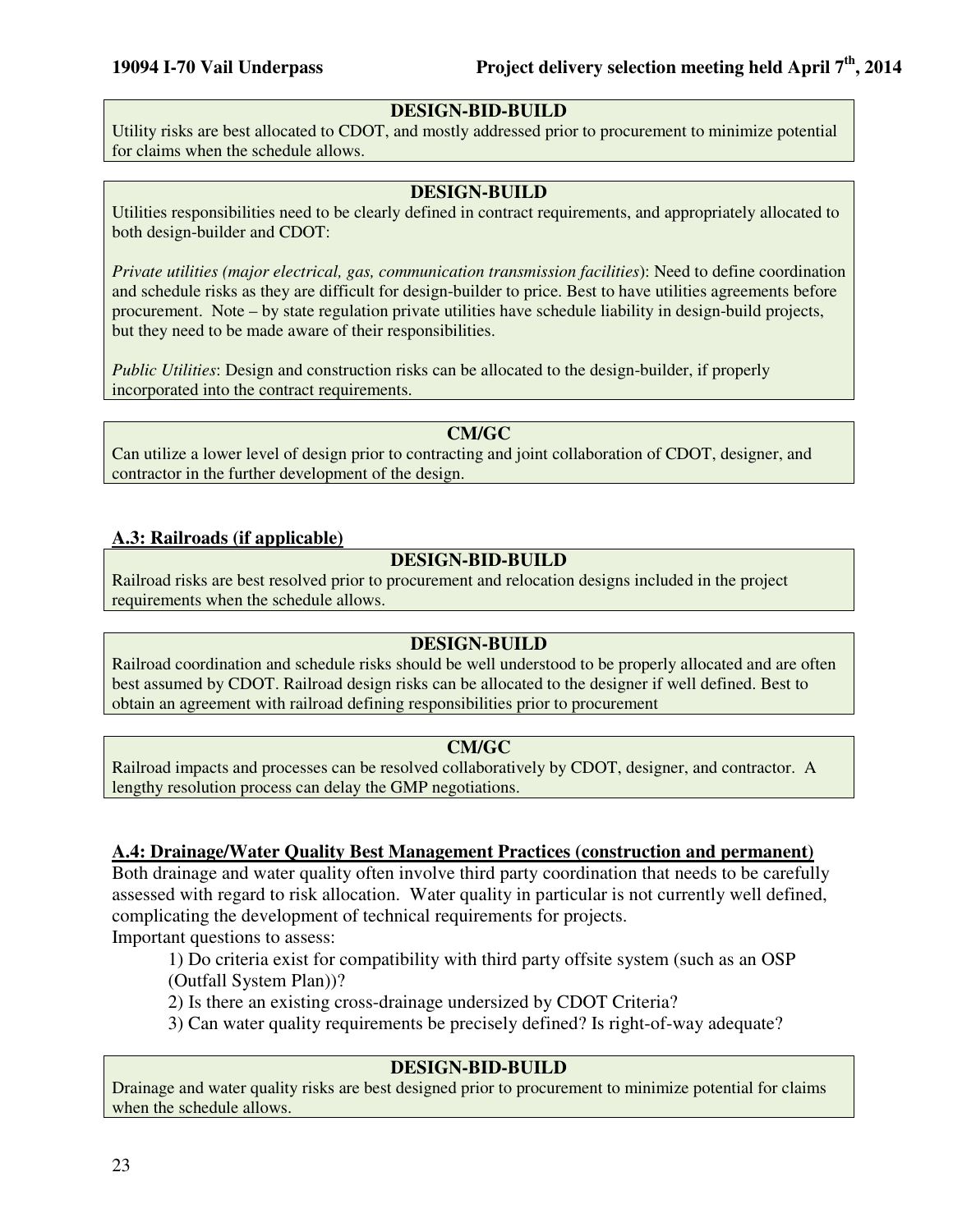**DESIGN-BID-BUILD**

Utility risks are best allocated to CDOT, and mostly addressed prior to procurement to minimize potential for claims when the schedule allows.

**DESIGN-BUILD**

Utilities responsibilities need to be clearly defined in contract requirements, and appropriately allocated to both design-builder and CDOT:

*Private utilities (major electrical, gas, communication transmission facilities)*: Need to define coordination and schedule risks as they are difficult for design-builder to price. Best to have utilities agreements before procurement. Note – by state regulation private utilities have schedule liability in design-build projects, but they need to be made aware of their responsibilities.

*Public Utilities*: Design and construction risks can be allocated to the design-builder, if properly incorporated into the contract requirements.

**CM/GC**

Can utilize a lower level of design prior to contracting and joint collaboration of CDOT, designer, and contractor in the further development of the design.

## A.3: Railroads (if applicable)

**DESIGN-BID-BUILD**

Railroad risks are best resolved prior to procurement and relocation designs included in the project requirements when the schedule allows.

**DESIGN-BUILD**

Railroad coordination and schedule risks should be well understood to be properly allocated and are often best assumed by CDOT. Railroad design risks can be allocated to the designer if well defined. Best to obtain an agreement with railroad defining responsibilities prior to procurement

**CM/GC**

Railroad impacts and processes can be resolved collaboratively by CDOT, designer, and contractor. A lengthy resolution process can delay the GMP negotiations.

## A.4: Drainage/Water Quality Best Management Practices (construction and permanent)

Both drainage and water quality often involve third party coordination that needs to be carefully assessed with regard to risk allocation. Water quality in particular is not currently well defined, complicating the development of technical requirements for projects.

Important questions to assess:

1) Do criteria exist for compatibility with third party offsite system (such as an OSP (Outfall System Plan))?

2) Is there an existing cross-drainage undersized by CDOT Criteria?

3) Can water quality requirements be precisely defined? Is right-of-way adequate?

**DESIGN-BID-BUILD**

Drainage and water quality risks are best designed prior to procurement to minimize potential for claims when the schedule allows.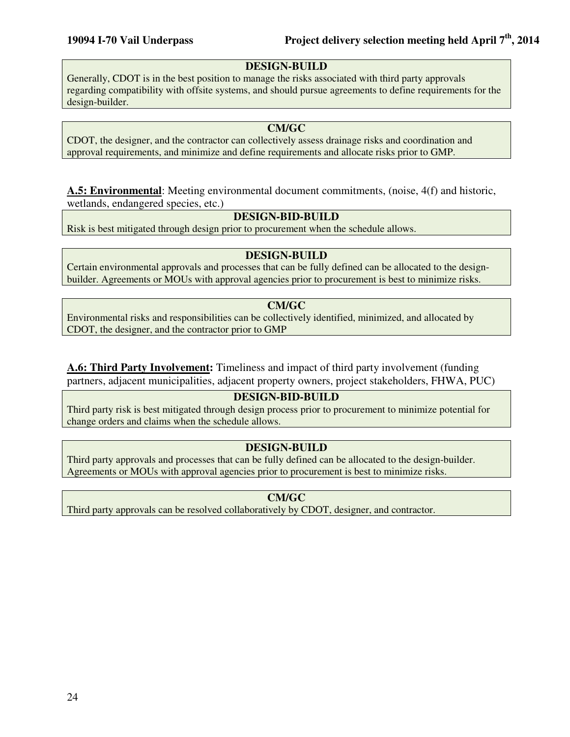**DESIGN-BUILD**

Generally, CDOT is in the best position to manage the risks associated with third party approvals regarding compatibility with offsite systems, and should pursue agreements to define requirements for the design-builder.

**CM/GC**

CDOT, the designer, and the contractor can collectively assess drainage risks and coordination and approval requirements, and minimize and define requirements and allocate risks prior to GMP.

**<u>A.5: Environmental</u>**: Meeting environmental document commitments, (noise, 4(f) and historic, wetlands, endangered species, etc.)

**DESIGN-BID-BUILD**

Risk is best mitigated through design prior to procurement when the schedule allows.

**DESIGN-BUILD**

Certain environmental approvals and processes that can be fully defined can be allocated to the design-builder. Agreements or MOUs with approval agencies prior to procurement is best to minimize risks.

**CM/GC**

Environmental risks and responsibilities can be collectively identified, minimized, and allocated by CDOT, the designer, and the contractor prior to GMP

**<u>A.6: Third Party Involvement</u>:** Timeliness and impact of third party involvement (funding partners, adjacent municipalities, adjacent property owners, project stakeholders, FHWA, PUC)

**DESIGN-BID-BUILD**

Third party risk is best mitigated through design process prior to procurement to minimize potential for change orders and claims when the schedule allows.

**DESIGN-BUILD**

Third party approvals and processes that can be fully defined can be allocated to the design-builder. Agreements or MOUs with approval agencies prior to procurement is best to minimize risks.

**CM/GC**

Third party approvals can be resolved collaboratively by CDOT, designer, and contractor.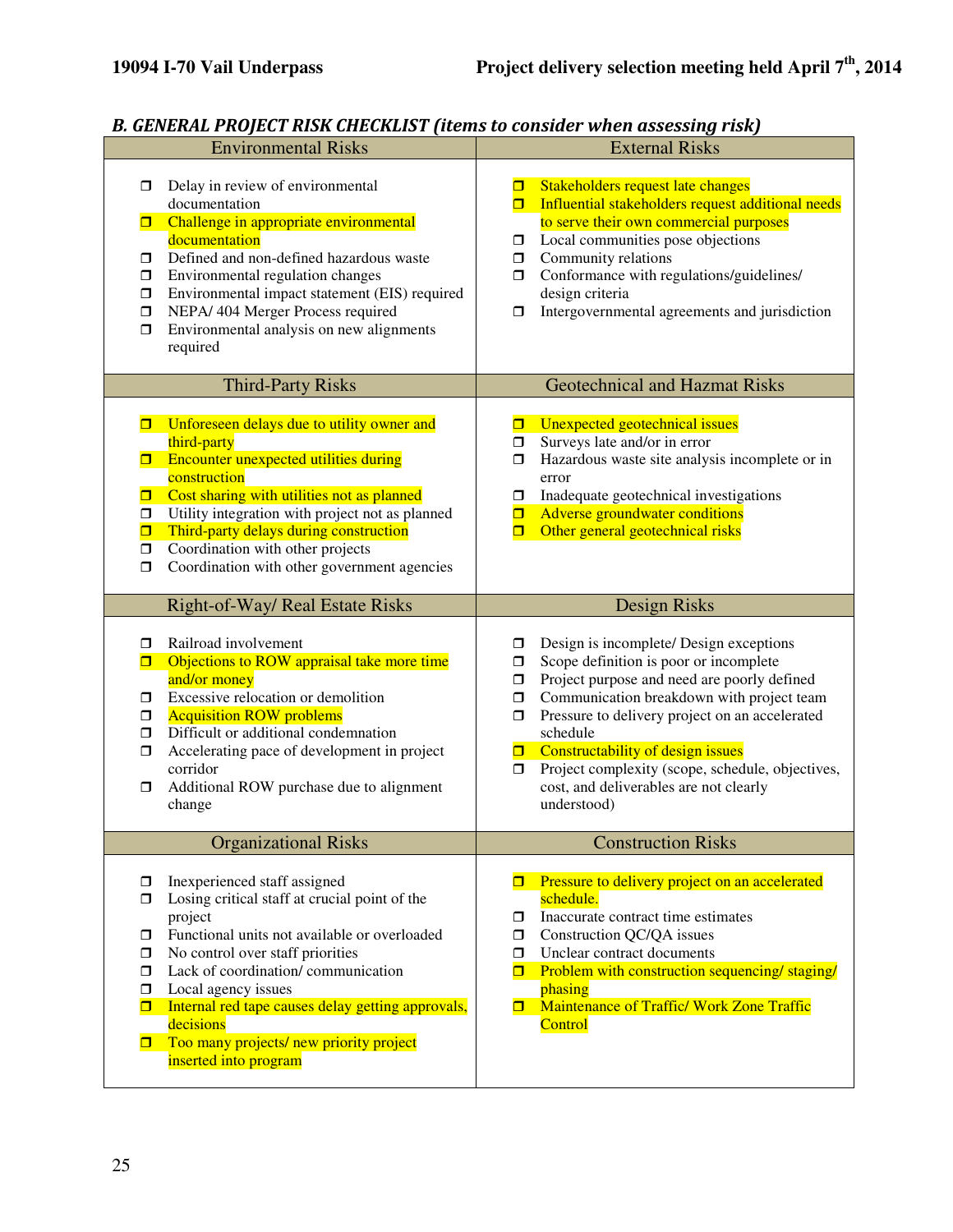## B. GENERAL PROJECT RISK CHECKLIST (items to consider when assessing risk)

| Environmental Risks | External Risks |
|---|---|
| ❒ Delay in review of environmental documentation<br>❒ Challenge in appropriate environmental documentation<br>❒ Defined and non-defined hazardous waste<br>❒ Environmental regulation changes<br>❒ Environmental impact statement (EIS) required<br>❒ NEPA/ 404 Merger Process required<br>❒ Environmental analysis on new alignments required | ❒ Stakeholders request late changes<br>❒ Influential stakeholders request additional needs to serve their own commercial purposes<br>❒ Local communities pose objections<br>❒ Community relations<br>❒ Conformance with regulations/guidelines/ design criteria<br>❒ Intergovernmental agreements and jurisdiction |
| **Third-Party Risks** | **Geotechnical and Hazmat Risks** |
| ❒ Unforeseen delays due to utility owner and third-party<br>❒ Encounter unexpected utilities during construction<br>❒ Cost sharing with utilities not as planned<br>❒ Utility integration with project not as planned<br>❒ Third-party delays during construction<br>❒ Coordination with other projects<br>❒ Coordination with other government agencies | ❒ Unexpected geotechnical issues<br>❒ Surveys late and/or in error<br>❒ Hazardous waste site analysis incomplete or in error<br>❒ Inadequate geotechnical investigations<br>❒ Adverse groundwater conditions<br>❒ Other general geotechnical risks |
| **Right-of-Way/ Real Estate Risks** | **Design Risks** |
| ❒ Railroad involvement<br>❒ Objections to ROW appraisal take more time and/or money<br>❒ Excessive relocation or demolition<br>❒ Acquisition ROW problems<br>❒ Difficult or additional condemnation<br>❒ Accelerating pace of development in project corridor<br>❒ Additional ROW purchase due to alignment change | ❒ Design is incomplete/ Design exceptions<br>❒ Scope definition is poor or incomplete<br>❒ Project purpose and need are poorly defined<br>❒ Communication breakdown with project team<br>❒ Pressure to delivery project on an accelerated schedule<br>❒ Constructability of design issues<br>❒ Project complexity (scope, schedule, objectives, cost, and deliverables are not clearly understood) |
| **Organizational Risks** | **Construction Risks** |
| ❒ Inexperienced staff assigned<br>❒ Losing critical staff at crucial point of the project<br>❒ Functional units not available or overloaded<br>❒ No control over staff priorities<br>❒ Lack of coordination/ communication<br>❒ Local agency issues<br>❒ Internal red tape causes delay getting approvals, decisions<br>❒ Too many projects/ new priority project inserted into program | ❒ Pressure to delivery project on an accelerated schedule.<br>❒ Inaccurate contract time estimates<br>❒ Construction QC/QA issues<br>❒ Unclear contract documents<br>❒ Problem with construction sequencing/ staging/ phasing<br>❒ Maintenance of Traffic/ Work Zone Traffic Control |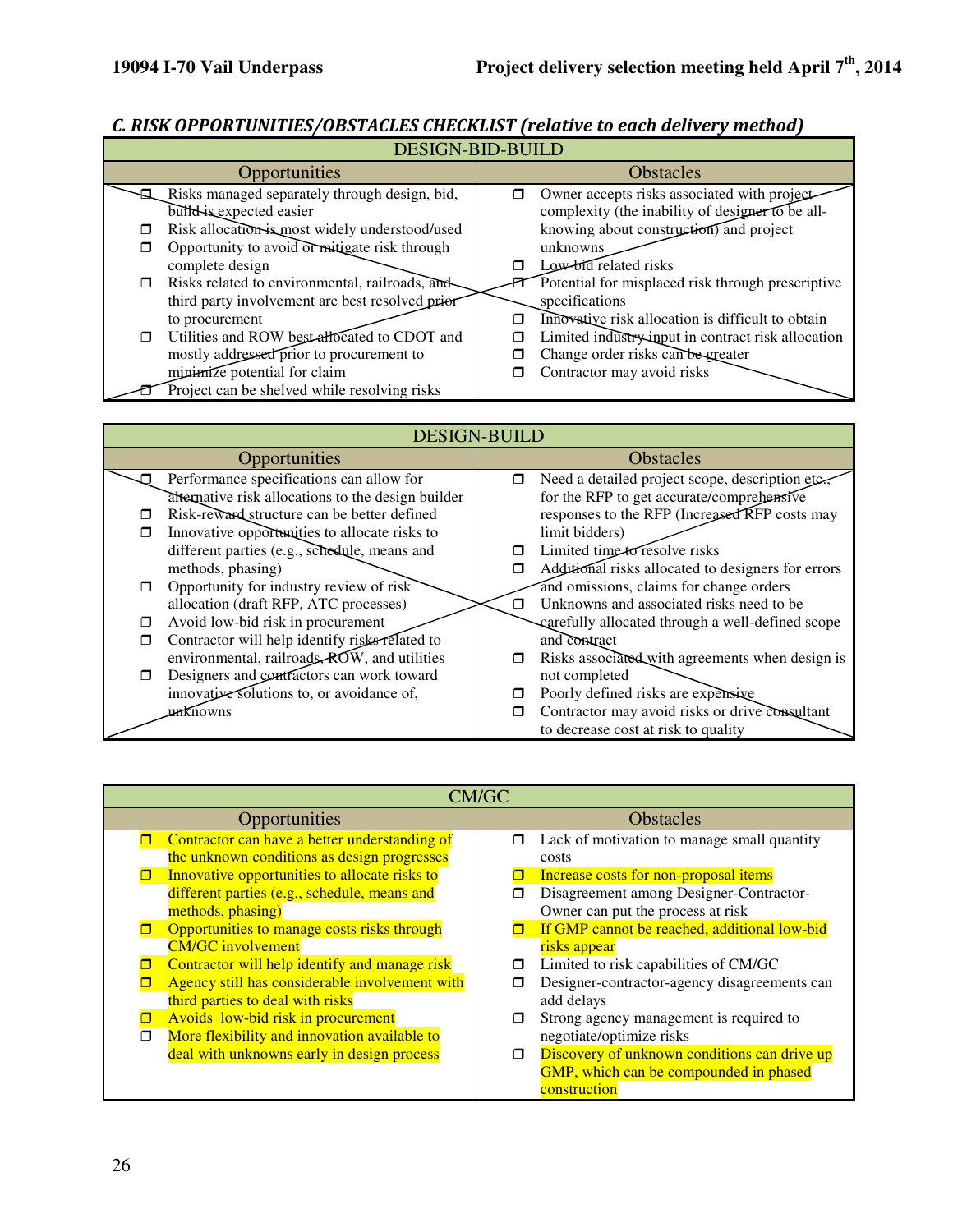### *C. RISK OPPORTUNITIES/OBSTACLES CHECKLIST (relative to each delivery method)*

| DESIGN-BID-BUILD | |
|---|---|
| **Opportunities** | **Obstacles** |
| ❒ Risks managed separately through design, bid, build is expected easier<br>❒ Risk allocation is most widely understood/used<br>❒ Opportunity to avoid or mitigate risk through complete design<br>❒ Risks related to environmental, railroads, and third party involvement are best resolved prior to procurement<br>❒ Utilities and ROW best allocated to CDOT and mostly addressed prior to procurement to minimize potential for claim<br>❒ Project can be shelved while resolving risks | ❒ Owner accepts risks associated with project complexity (the inability of designer to be all-knowing about construction) and project unknowns<br>❒ Low-bid related risks<br>❒ Potential for misplaced risk through prescriptive specifications<br>❒ Innovative risk allocation is difficult to obtain<br>❒ Limited industry input in contract risk allocation<br>❒ Change order risks can be greater<br>❒ Contractor may avoid risks |

| DESIGN-BUILD | |
|---|---|
| **Opportunities** | **Obstacles** |
| ❒ Performance specifications can allow for alternative risk allocations to the design builder<br>❒ Risk-reward structure can be better defined<br>❒ Innovative opportunities to allocate risks to different parties (e.g., schedule, means and methods, phasing)<br>❒ Opportunity for industry review of risk allocation (draft RFP, ATC processes)<br>❒ Avoid low-bid risk in procurement<br>❒ Contractor will help identify risks related to environmental, railroads, ROW, and utilities<br>❒ Designers and contractors can work toward innovative solutions to, or avoidance of, unknowns | ❒ Need a detailed project scope, description etc., for the RFP to get accurate/comprehensive responses to the RFP (Increased RFP costs may limit bidders)<br>❒ Limited time to resolve risks<br>❒ Additional risks allocated to designers for errors and omissions, claims for change orders<br>❒ Unknowns and associated risks need to be carefully allocated through a well-defined scope and contract<br>❒ Risks associated with agreements when design is not completed<br>❒ Poorly defined risks are expensive<br>❒ Contractor may avoid risks or drive consultant to decrease cost at risk to quality |

| CM/GC | |
|---|---|
| **Opportunities** | **Obstacles** |
| ❒ Contractor can have a better understanding of the unknown conditions as design progresses<br>❒ Innovative opportunities to allocate risks to different parties (e.g., schedule, means and methods, phasing)<br>❒ Opportunities to manage costs risks through CM/GC involvement<br>❒ Contractor will help identify and manage risk<br>❒ Agency still has considerable involvement with third parties to deal with risks<br>❒ Avoids low-bid risk in procurement<br>❒ More flexibility and innovation available to deal with unknowns early in design process | ❒ Lack of motivation to manage small quantity costs<br>❒ Increase costs for non-proposal items<br>❒ Disagreement among Designer-Contractor-Owner can put the process at risk<br>❒ If GMP cannot be reached, additional low-bid risks appear<br>❒ Limited to risk capabilities of CM/GC<br>❒ Designer-contractor-agency disagreements can add delays<br>❒ Strong agency management is required to negotiate/optimize risks<br>❒ Discovery of unknown conditions can drive up GMP, which can be compounded in phased construction |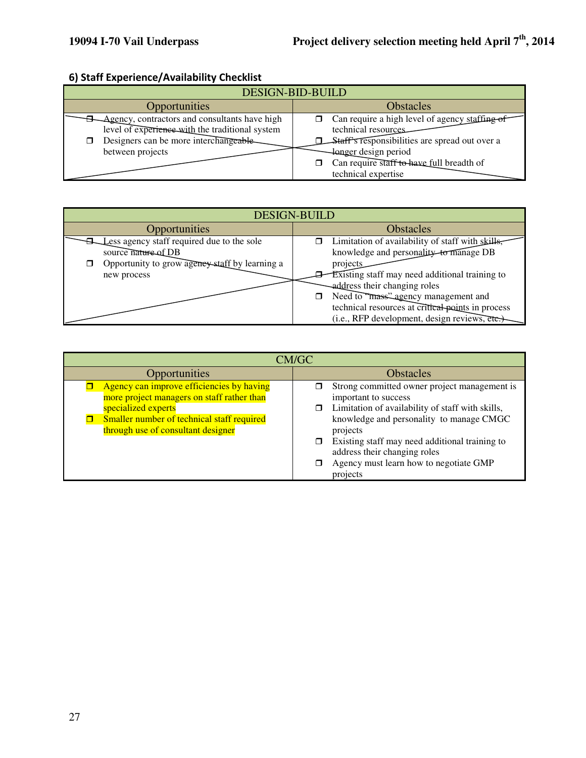## 6) Staff Experience/Availability Checklist

| DESIGN-BID-BUILD | |
|---|---|
| **Opportunities** | **Obstacles** |
| ❒ Agency, contractors and consultants have high level of experience with the traditional system<br>❒ Designers can be more interchangeable between projects | ❒ Can require a high level of agency staffing of technical resources<br>❒ Staff's responsibilities are spread out over a longer design period<br>❒ Can require staff to have full breadth of technical expertise |

| DESIGN-BUILD | |
|---|---|
| **Opportunities** | **Obstacles** |
| ❒ Less agency staff required due to the sole source nature of DB<br>❒ Opportunity to grow agency staff by learning a new process | ❒ Limitation of availability of staff with skills, knowledge and personality to manage DB projects<br>❒ Existing staff may need additional training to address their changing roles<br>❒ Need to "mass" agency management and technical resources at critical points in process (i.e., RFP development, design reviews, etc.) |

| CM/GC | |
|---|---|
| **Opportunities** | **Obstacles** |
| ❒ Agency can improve efficiencies by having more project managers on staff rather than specialized experts<br>❒ Smaller number of technical staff required through use of consultant designer | ❒ Strong committed owner project management is important to success<br>❒ Limitation of availability of staff with skills, knowledge and personality to manage CMGC projects<br>❒ Existing staff may need additional training to address their changing roles<br>❒ Agency must learn how to negotiate GMP projects |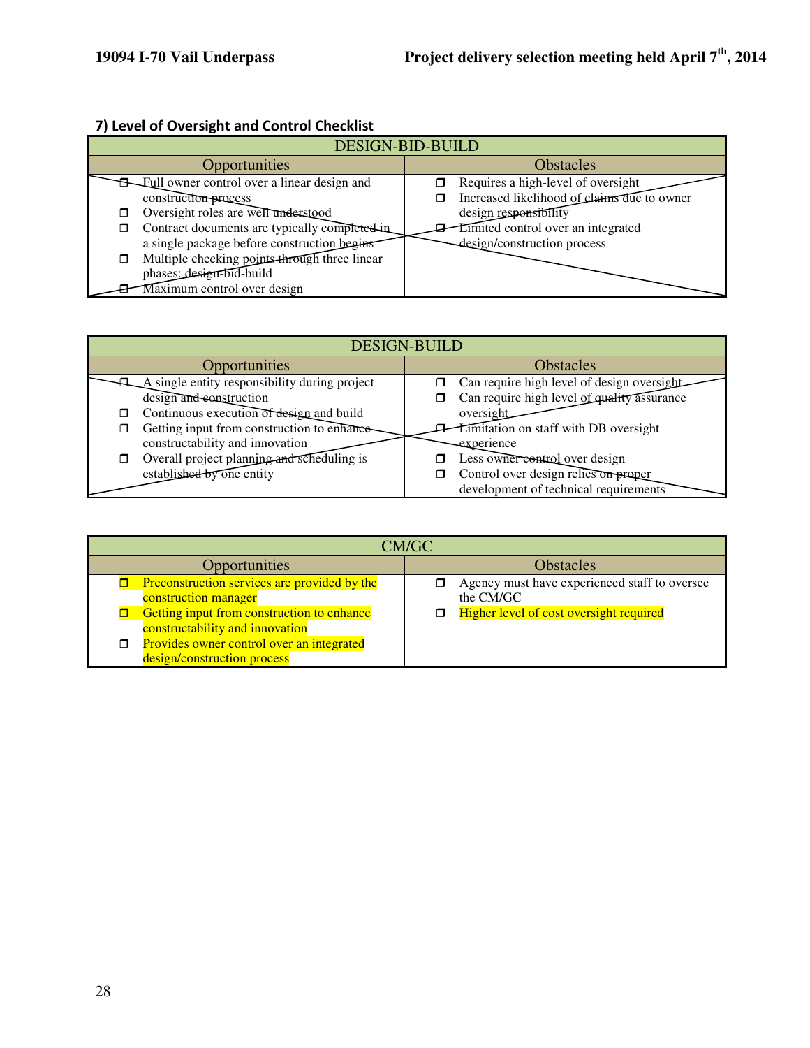### 7) Level of Oversight and Control Checklist

| DESIGN-BID-BUILD | |
|---|---|
| **Opportunities** | **Obstacles** |
| ❐ Full owner control over a linear design and construction process<br>❐ Oversight roles are well understood<br>❐ Contract documents are typically completed in a single package before construction begins<br>❐ Multiple checking points through three linear phases: design-bid-build<br>❐ Maximum control over design | ❐ Requires a high-level of oversight<br>❐ Increased likelihood of claims due to owner design responsibility<br>❐ Limited control over an integrated design/construction process |

| DESIGN-BUILD | |
|---|---|
| **Opportunities** | **Obstacles** |
| ❐ A single entity responsibility during project design and construction<br>❐ Continuous execution of design and build<br>❐ Getting input from construction to enhance constructability and innovation<br>❐ Overall project planning and scheduling is established by one entity | ❐ Can require high level of design oversight<br>❐ Can require high level of quality assurance oversight<br>❐ Limitation on staff with DB oversight experience<br>❐ Less owner control over design<br>❐ Control over design relies on proper development of technical requirements |

| CM/GC | |
|---|---|
| **Opportunities** | **Obstacles** |
| ❐ Preconstruction services are provided by the construction manager<br>❐ Getting input from construction to enhance constructability and innovation<br>❐ Provides owner control over an integrated design/construction process | ❐ Agency must have experienced staff to oversee the CM/GC<br>❐ Higher level of cost oversight required |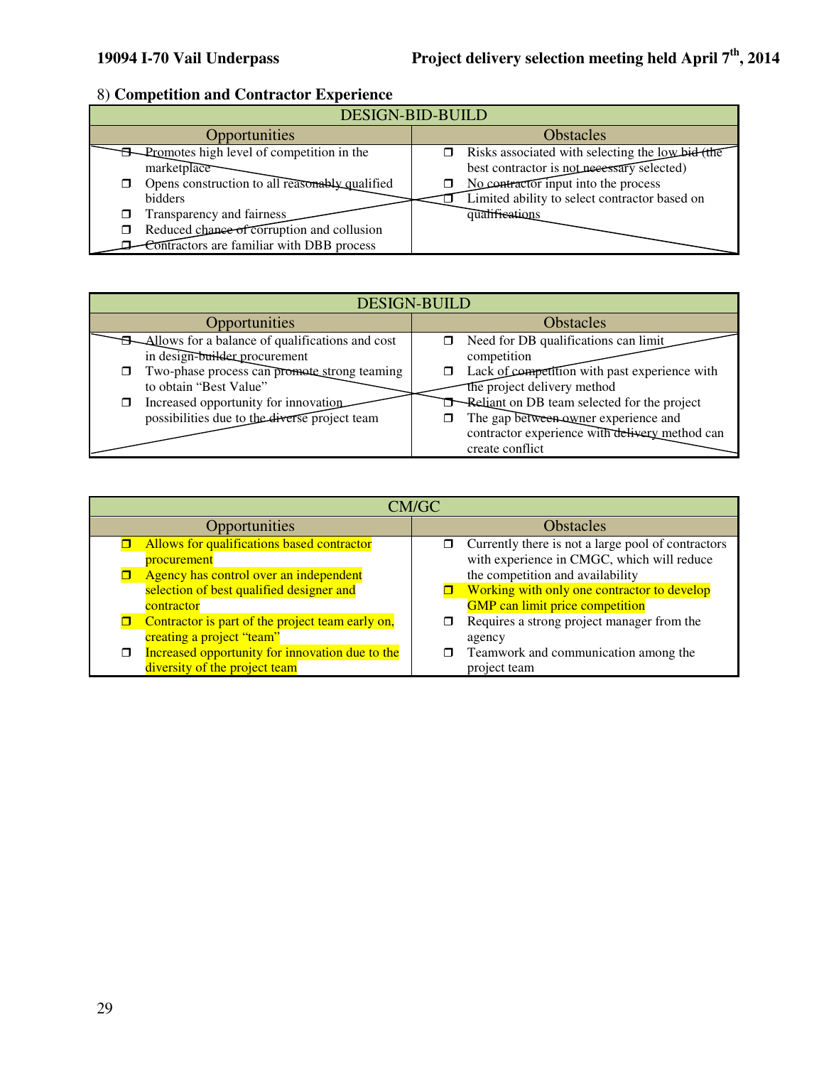8) **Competition and Contractor Experience**

| DESIGN-BID-BUILD | |
|---|---|
| **Opportunities** | **Obstacles** |
| ❒ Promotes high level of competition in the marketplace<br>❒ Opens construction to all reasonably qualified bidders<br>❒ Transparency and fairness<br>❒ Reduced chance of corruption and collusion<br>❒ Contractors are familiar with DBB process | ❒ Risks associated with selecting the low bid (the best contractor is not necessary selected)<br>❒ No contractor input into the process<br>❒ Limited ability to select contractor based on qualifications |

| DESIGN-BUILD | |
|---|---|
| **Opportunities** | **Obstacles** |
| ❒ Allows for a balance of qualifications and cost in design-builder procurement<br>❒ Two-phase process can promote strong teaming to obtain "Best Value"<br>❒ Increased opportunity for innovation possibilities due to the diverse project team | ❒ Need for DB qualifications can limit competition<br>❒ Lack of competition with past experience with the project delivery method<br>❒ Reliant on DB team selected for the project<br>❒ The gap between owner experience and contractor experience with delivery method can create conflict |

| CM/GC | |
|---|---|
| **Opportunities** | **Obstacles** |
| ❒ Allows for qualifications based contractor procurement<br>❒ Agency has control over an independent selection of best qualified designer and contractor<br>❒ Contractor is part of the project team early on, creating a project "team"<br>❒ Increased opportunity for innovation due to the diversity of the project team | ❒ Currently there is not a large pool of contractors with experience in CMGC, which will reduce the competition and availability<br>❒ Working with only one contractor to develop GMP can limit price competition<br>❒ Requires a strong project manager from the agency<br>❒ Teamwork and communication among the project team |